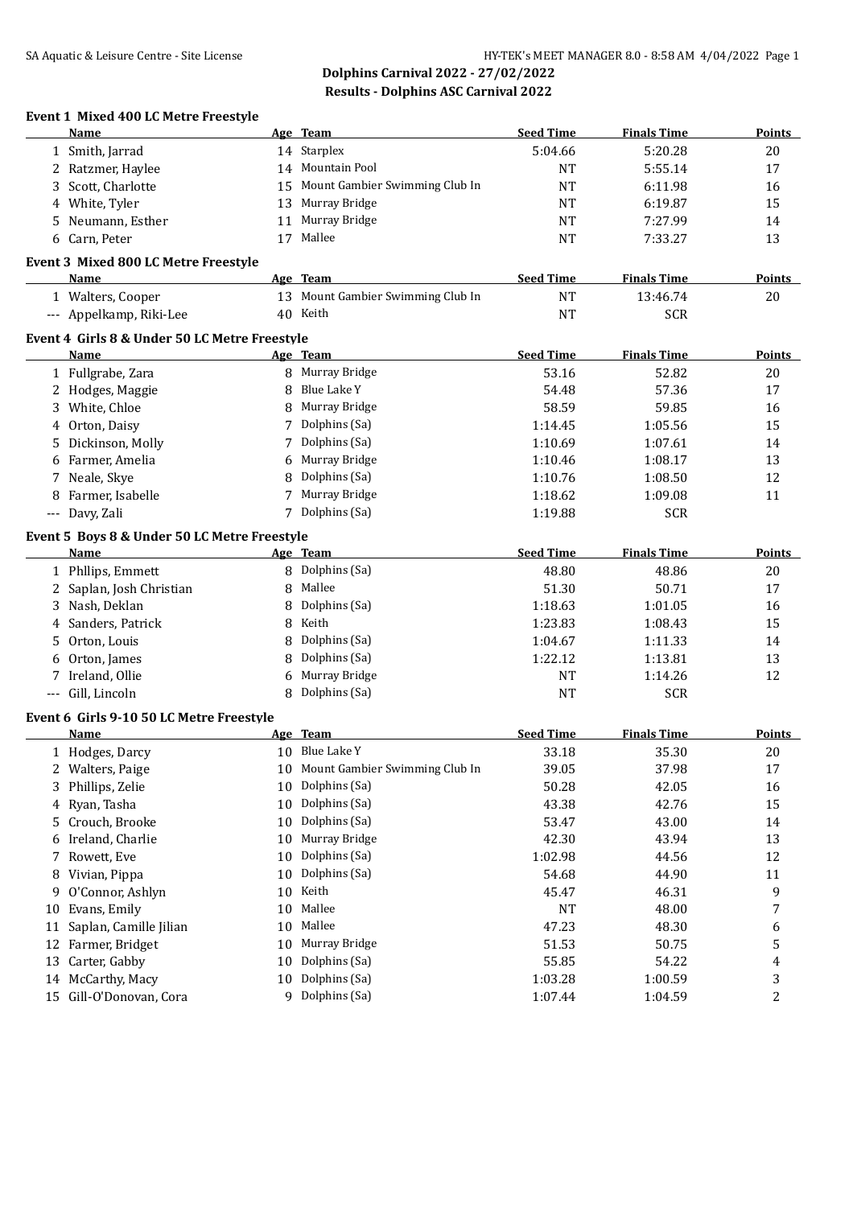# Dolphins Carnival 2022 - 27/02/2022

## Results - Dolphins ASC Carnival 2022

### Event 1 Mixed 400 LC Metre Freestyle

| | Name | Age | Team | Seed Time | Finals Time | Points |
|---|---|---|---|---|---|---|
| 1 | Smith, Jarrad | 14 | Starplex | 5:04.66 | 5:20.28 | 20 |
| 2 | Ratzmer, Haylee | 14 | Mountain Pool | NT | 5:55.14 | 17 |
| 3 | Scott, Charlotte | 15 | Mount Gambier Swimming Club In | NT | 6:11.98 | 16 |
| 4 | White, Tyler | 13 | Murray Bridge | NT | 6:19.87 | 15 |
| 5 | Neumann, Esther | 11 | Murray Bridge | NT | 7:27.99 | 14 |
| 6 | Carn, Peter | 17 | Mallee | NT | 7:33.27 | 13 |

### Event 3 Mixed 800 LC Metre Freestyle

| | Name | Age | Team | Seed Time | Finals Time | Points |
|---|---|---|---|---|---|---|
| 1 | Walters, Cooper | 13 | Mount Gambier Swimming Club In | NT | 13:46.74 | 20 |
| --- | Appelkamp, Riki-Lee | 40 | Keith | NT | SCR | |

### Event 4 Girls 8 & Under 50 LC Metre Freestyle

| | Name | Age | Team | Seed Time | Finals Time | Points |
|---|---|---|---|---|---|---|
| 1 | Fullgrabe, Zara | 8 | Murray Bridge | 53.16 | 52.82 | 20 |
| 2 | Hodges, Maggie | 8 | Blue Lake Y | 54.48 | 57.36 | 17 |
| 3 | White, Chloe | 8 | Murray Bridge | 58.59 | 59.85 | 16 |
| 4 | Orton, Daisy | 7 | Dolphins (Sa) | 1:14.45 | 1:05.56 | 15 |
| 5 | Dickinson, Molly | 7 | Dolphins (Sa) | 1:10.69 | 1:07.61 | 14 |
| 6 | Farmer, Amelia | 6 | Murray Bridge | 1:10.46 | 1:08.17 | 13 |
| 7 | Neale, Skye | 8 | Dolphins (Sa) | 1:10.76 | 1:08.50 | 12 |
| 8 | Farmer, Isabelle | 7 | Murray Bridge | 1:18.62 | 1:09.08 | 11 |
| --- | Davy, Zali | 7 | Dolphins (Sa) | 1:19.88 | SCR | |

### Event 5 Boys 8 & Under 50 LC Metre Freestyle

| | Name | Age | Team | Seed Time | Finals Time | Points |
|---|---|---|---|---|---|---|
| 1 | Phllips, Emmett | 8 | Dolphins (Sa) | 48.80 | 48.86 | 20 |
| 2 | Saplan, Josh Christian | 8 | Mallee | 51.30 | 50.71 | 17 |
| 3 | Nash, Deklan | 8 | Dolphins (Sa) | 1:18.63 | 1:01.05 | 16 |
| 4 | Sanders, Patrick | 8 | Keith | 1:23.83 | 1:08.43 | 15 |
| 5 | Orton, Louis | 8 | Dolphins (Sa) | 1:04.67 | 1:11.33 | 14 |
| 6 | Orton, James | 8 | Dolphins (Sa) | 1:22.12 | 1:13.81 | 13 |
| 7 | Ireland, Ollie | 6 | Murray Bridge | NT | 1:14.26 | 12 |
| --- | Gill, Lincoln | 8 | Dolphins (Sa) | NT | SCR | |

### Event 6 Girls 9-10 50 LC Metre Freestyle

| | Name | Age | Team | Seed Time | Finals Time | Points |
|---|---|---|---|---|---|---|
| 1 | Hodges, Darcy | 10 | Blue Lake Y | 33.18 | 35.30 | 20 |
| 2 | Walters, Paige | 10 | Mount Gambier Swimming Club In | 39.05 | 37.98 | 17 |
| 3 | Phillips, Zelie | 10 | Dolphins (Sa) | 50.28 | 42.05 | 16 |
| 4 | Ryan, Tasha | 10 | Dolphins (Sa) | 43.38 | 42.76 | 15 |
| 5 | Crouch, Brooke | 10 | Dolphins (Sa) | 53.47 | 43.00 | 14 |
| 6 | Ireland, Charlie | 10 | Murray Bridge | 42.30 | 43.94 | 13 |
| 7 | Rowett, Eve | 10 | Dolphins (Sa) | 1:02.98 | 44.56 | 12 |
| 8 | Vivian, Pippa | 10 | Dolphins (Sa) | 54.68 | 44.90 | 11 |
| 9 | O'Connor, Ashlyn | 10 | Keith | 45.47 | 46.31 | 9 |
| 10 | Evans, Emily | 10 | Mallee | NT | 48.00 | 7 |
| 11 | Saplan, Camille Jilian | 10 | Mallee | 47.23 | 48.30 | 6 |
| 12 | Farmer, Bridget | 10 | Murray Bridge | 51.53 | 50.75 | 5 |
| 13 | Carter, Gabby | 10 | Dolphins (Sa) | 55.85 | 54.22 | 4 |
| 14 | McCarthy, Macy | 10 | Dolphins (Sa) | 1:03.28 | 1:00.59 | 3 |
| 15 | Gill-O'Donovan, Cora | 9 | Dolphins (Sa) | 1:07.44 | 1:04.59 | 2 |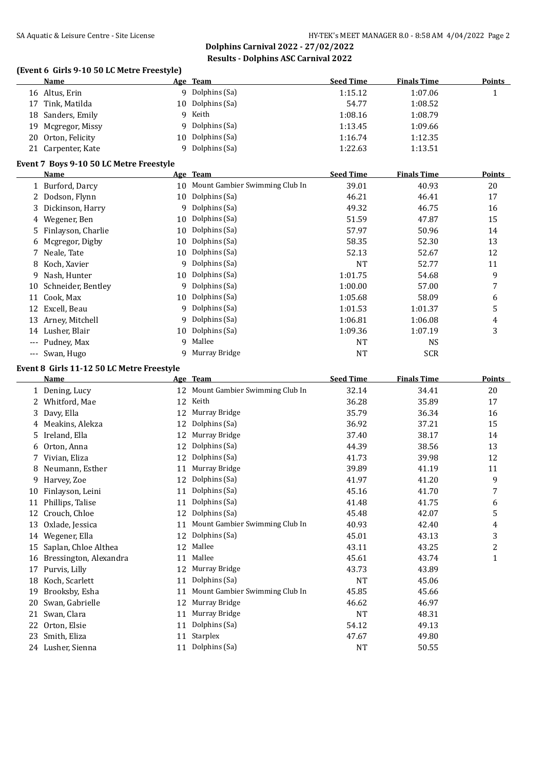## Dolphins Carnival 2022 - 27/02/2022
## Results - Dolphins ASC Carnival 2022

### (Event 6 Girls 9-10 50 LC Metre Freestyle)

| | Name | Age | Team | Seed Time | Finals Time | Points |
|---|---|---|---|---|---|---|
| 16 | Altus, Erin | 9 | Dolphins (Sa) | 1:15.12 | 1:07.06 | 1 |
| 17 | Tink, Matilda | 10 | Dolphins (Sa) | 54.77 | 1:08.52 | |
| 18 | Sanders, Emily | 9 | Keith | 1:08.16 | 1:08.79 | |
| 19 | Mcgregor, Missy | 9 | Dolphins (Sa) | 1:13.45 | 1:09.66 | |
| 20 | Orton, Felicity | 10 | Dolphins (Sa) | 1:16.74 | 1:12.35 | |
| 21 | Carpenter, Kate | 9 | Dolphins (Sa) | 1:22.63 | 1:13.51 | |

### Event 7 Boys 9-10 50 LC Metre Freestyle

| | Name | Age | Team | Seed Time | Finals Time | Points |
|---|---|---|---|---|---|---|
| 1 | Burford, Darcy | 10 | Mount Gambier Swimming Club In | 39.01 | 40.93 | 20 |
| 2 | Dodson, Flynn | 10 | Dolphins (Sa) | 46.21 | 46.41 | 17 |
| 3 | Dickinson, Harry | 9 | Dolphins (Sa) | 49.32 | 46.75 | 16 |
| 4 | Wegener, Ben | 10 | Dolphins (Sa) | 51.59 | 47.87 | 15 |
| 5 | Finlayson, Charlie | 10 | Dolphins (Sa) | 57.97 | 50.96 | 14 |
| 6 | Mcgregor, Digby | 10 | Dolphins (Sa) | 58.35 | 52.30 | 13 |
| 7 | Neale, Tate | 10 | Dolphins (Sa) | 52.13 | 52.67 | 12 |
| 8 | Koch, Xavier | 9 | Dolphins (Sa) | NT | 52.77 | 11 |
| 9 | Nash, Hunter | 10 | Dolphins (Sa) | 1:01.75 | 54.68 | 9 |
| 10 | Schneider, Bentley | 9 | Dolphins (Sa) | 1:00.00 | 57.00 | 7 |
| 11 | Cook, Max | 10 | Dolphins (Sa) | 1:05.68 | 58.09 | 6 |
| 12 | Excell, Beau | 9 | Dolphins (Sa) | 1:01.53 | 1:01.37 | 5 |
| 13 | Arney, Mitchell | 9 | Dolphins (Sa) | 1:06.81 | 1:06.08 | 4 |
| 14 | Lusher, Blair | 10 | Dolphins (Sa) | 1:09.36 | 1:07.19 | 3 |
| --- | Pudney, Max | 9 | Mallee | NT | NS | |
| --- | Swan, Hugo | 9 | Murray Bridge | NT | SCR | |

### Event 8 Girls 11-12 50 LC Metre Freestyle

| | Name | Age | Team | Seed Time | Finals Time | Points |
|---|---|---|---|---|---|---|
| 1 | Dening, Lucy | 12 | Mount Gambier Swimming Club In | 32.14 | 34.41 | 20 |
| 2 | Whitford, Mae | 12 | Keith | 36.28 | 35.89 | 17 |
| 3 | Davy, Ella | 12 | Murray Bridge | 35.79 | 36.34 | 16 |
| 4 | Meakins, Alekza | 12 | Dolphins (Sa) | 36.92 | 37.21 | 15 |
| 5 | Ireland, Ella | 12 | Murray Bridge | 37.40 | 38.17 | 14 |
| 6 | Orton, Anna | 12 | Dolphins (Sa) | 44.39 | 38.56 | 13 |
| 7 | Vivian, Eliza | 12 | Dolphins (Sa) | 41.73 | 39.98 | 12 |
| 8 | Neumann, Esther | 11 | Murray Bridge | 39.89 | 41.19 | 11 |
| 9 | Harvey, Zoe | 12 | Dolphins (Sa) | 41.97 | 41.20 | 9 |
| 10 | Finlayson, Leini | 11 | Dolphins (Sa) | 45.16 | 41.70 | 7 |
| 11 | Phillips, Talise | 11 | Dolphins (Sa) | 41.48 | 41.75 | 6 |
| 12 | Crouch, Chloe | 12 | Dolphins (Sa) | 45.48 | 42.07 | 5 |
| 13 | Oxlade, Jessica | 11 | Mount Gambier Swimming Club In | 40.93 | 42.40 | 4 |
| 14 | Wegener, Ella | 12 | Dolphins (Sa) | 45.01 | 43.13 | 3 |
| 15 | Saplan, Chloe Althea | 12 | Mallee | 43.11 | 43.25 | 2 |
| 16 | Bressington, Alexandra | 11 | Mallee | 45.61 | 43.74 | 1 |
| 17 | Purvis, Lilly | 12 | Murray Bridge | 43.73 | 43.89 | |
| 18 | Koch, Scarlett | 11 | Dolphins (Sa) | NT | 45.06 | |
| 19 | Brooksby, Esha | 11 | Mount Gambier Swimming Club In | 45.85 | 45.66 | |
| 20 | Swan, Gabrielle | 12 | Murray Bridge | 46.62 | 46.97 | |
| 21 | Swan, Clara | 11 | Murray Bridge | NT | 48.31 | |
| 22 | Orton, Elsie | 11 | Dolphins (Sa) | 54.12 | 49.13 | |
| 23 | Smith, Eliza | 11 | Starplex | 47.67 | 49.80 | |
| 24 | Lusher, Sienna | 11 | Dolphins (Sa) | NT | 50.55 | |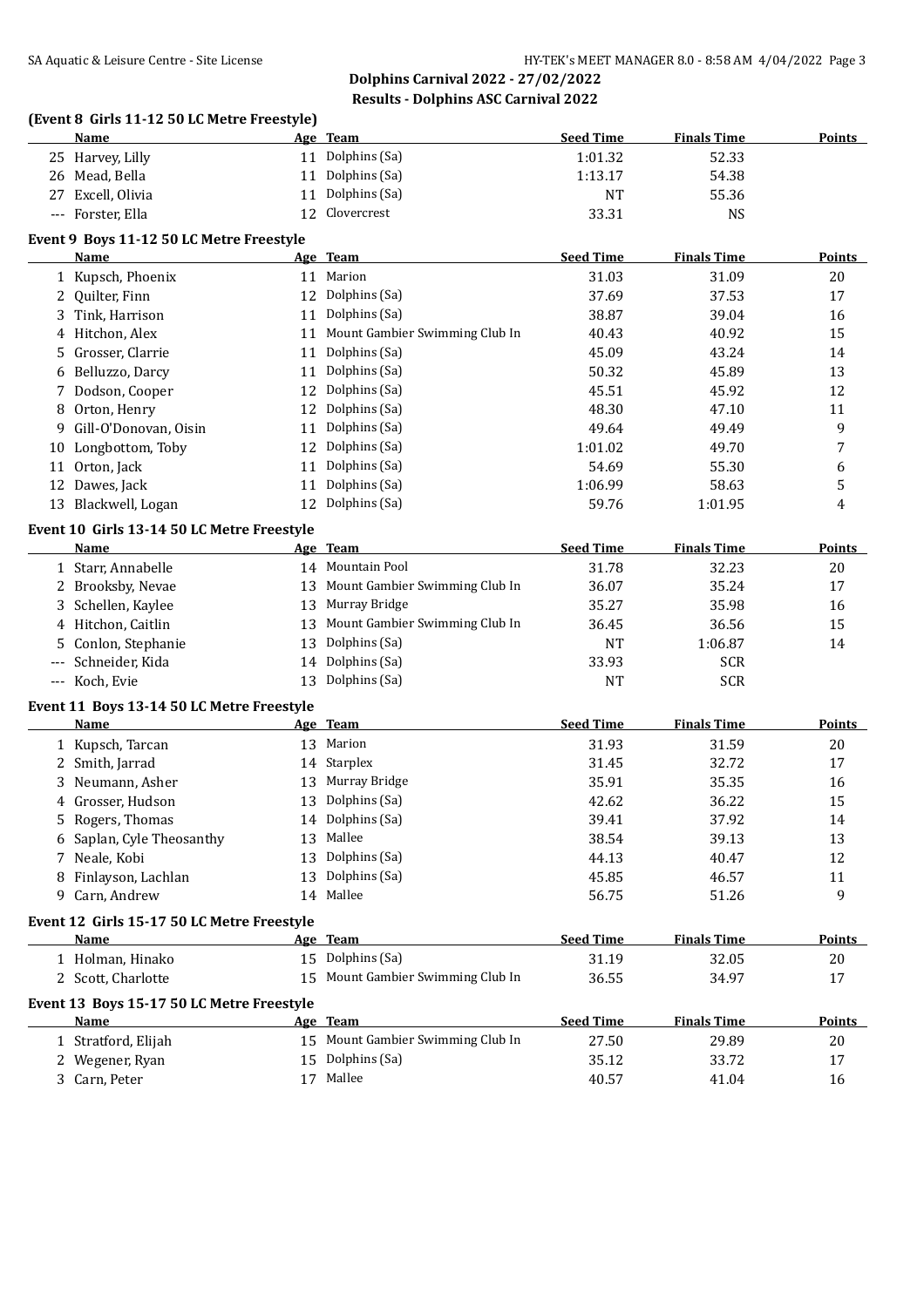## Dolphins Carnival 2022 - 27/02/2022

## Results - Dolphins ASC Carnival 2022

### (Event 8 Girls 11-12 50 LC Metre Freestyle)

| | Name | Age | Team | Seed Time | Finals Time | Points |
|---|---|---|---|---|---|---|
| 25 | Harvey, Lilly | 11 | Dolphins (Sa) | 1:01.32 | 52.33 | |
| 26 | Mead, Bella | 11 | Dolphins (Sa) | 1:13.17 | 54.38 | |
| 27 | Excell, Olivia | 11 | Dolphins (Sa) | NT | 55.36 | |
| --- | Forster, Ella | 12 | Clovercrest | 33.31 | NS | |

### Event 9 Boys 11-12 50 LC Metre Freestyle

| | Name | Age | Team | Seed Time | Finals Time | Points |
|---|---|---|---|---|---|---|
| 1 | Kupsch, Phoenix | 11 | Marion | 31.03 | 31.09 | 20 |
| 2 | Quilter, Finn | 12 | Dolphins (Sa) | 37.69 | 37.53 | 17 |
| 3 | Tink, Harrison | 11 | Dolphins (Sa) | 38.87 | 39.04 | 16 |
| 4 | Hitchon, Alex | 11 | Mount Gambier Swimming Club In | 40.43 | 40.92 | 15 |
| 5 | Grosser, Clarrie | 11 | Dolphins (Sa) | 45.09 | 43.24 | 14 |
| 6 | Belluzzo, Darcy | 11 | Dolphins (Sa) | 50.32 | 45.89 | 13 |
| 7 | Dodson, Cooper | 12 | Dolphins (Sa) | 45.51 | 45.92 | 12 |
| 8 | Orton, Henry | 12 | Dolphins (Sa) | 48.30 | 47.10 | 11 |
| 9 | Gill-O'Donovan, Oisin | 11 | Dolphins (Sa) | 49.64 | 49.49 | 9 |
| 10 | Longbottom, Toby | 12 | Dolphins (Sa) | 1:01.02 | 49.70 | 7 |
| 11 | Orton, Jack | 11 | Dolphins (Sa) | 54.69 | 55.30 | 6 |
| 12 | Dawes, Jack | 11 | Dolphins (Sa) | 1:06.99 | 58.63 | 5 |
| 13 | Blackwell, Logan | 12 | Dolphins (Sa) | 59.76 | 1:01.95 | 4 |

### Event 10 Girls 13-14 50 LC Metre Freestyle

| | Name | Age | Team | Seed Time | Finals Time | Points |
|---|---|---|---|---|---|---|
| 1 | Starr, Annabelle | 14 | Mountain Pool | 31.78 | 32.23 | 20 |
| 2 | Brooksby, Nevae | 13 | Mount Gambier Swimming Club In | 36.07 | 35.24 | 17 |
| 3 | Schellen, Kaylee | 13 | Murray Bridge | 35.27 | 35.98 | 16 |
| 4 | Hitchon, Caitlin | 13 | Mount Gambier Swimming Club In | 36.45 | 36.56 | 15 |
| 5 | Conlon, Stephanie | 13 | Dolphins (Sa) | NT | 1:06.87 | 14 |
| --- | Schneider, Kida | 14 | Dolphins (Sa) | 33.93 | SCR | |
| --- | Koch, Evie | 13 | Dolphins (Sa) | NT | SCR | |

### Event 11 Boys 13-14 50 LC Metre Freestyle

| | Name | Age | Team | Seed Time | Finals Time | Points |
|---|---|---|---|---|---|---|
| 1 | Kupsch, Tarcan | 13 | Marion | 31.93 | 31.59 | 20 |
| 2 | Smith, Jarrad | 14 | Starplex | 31.45 | 32.72 | 17 |
| 3 | Neumann, Asher | 13 | Murray Bridge | 35.91 | 35.35 | 16 |
| 4 | Grosser, Hudson | 13 | Dolphins (Sa) | 42.62 | 36.22 | 15 |
| 5 | Rogers, Thomas | 14 | Dolphins (Sa) | 39.41 | 37.92 | 14 |
| 6 | Saplan, Cyle Theosanthy | 13 | Mallee | 38.54 | 39.13 | 13 |
| 7 | Neale, Kobi | 13 | Dolphins (Sa) | 44.13 | 40.47 | 12 |
| 8 | Finlayson, Lachlan | 13 | Dolphins (Sa) | 45.85 | 46.57 | 11 |
| 9 | Carn, Andrew | 14 | Mallee | 56.75 | 51.26 | 9 |

### Event 12 Girls 15-17 50 LC Metre Freestyle

| | Name | Age | Team | Seed Time | Finals Time | Points |
|---|---|---|---|---|---|---|
| 1 | Holman, Hinako | 15 | Dolphins (Sa) | 31.19 | 32.05 | 20 |
| 2 | Scott, Charlotte | 15 | Mount Gambier Swimming Club In | 36.55 | 34.97 | 17 |

### Event 13 Boys 15-17 50 LC Metre Freestyle

| | Name | Age | Team | Seed Time | Finals Time | Points |
|---|---|---|---|---|---|---|
| 1 | Stratford, Elijah | 15 | Mount Gambier Swimming Club In | 27.50 | 29.89 | 20 |
| 2 | Wegener, Ryan | 15 | Dolphins (Sa) | 35.12 | 33.72 | 17 |
| 3 | Carn, Peter | 17 | Mallee | 40.57 | 41.04 | 16 |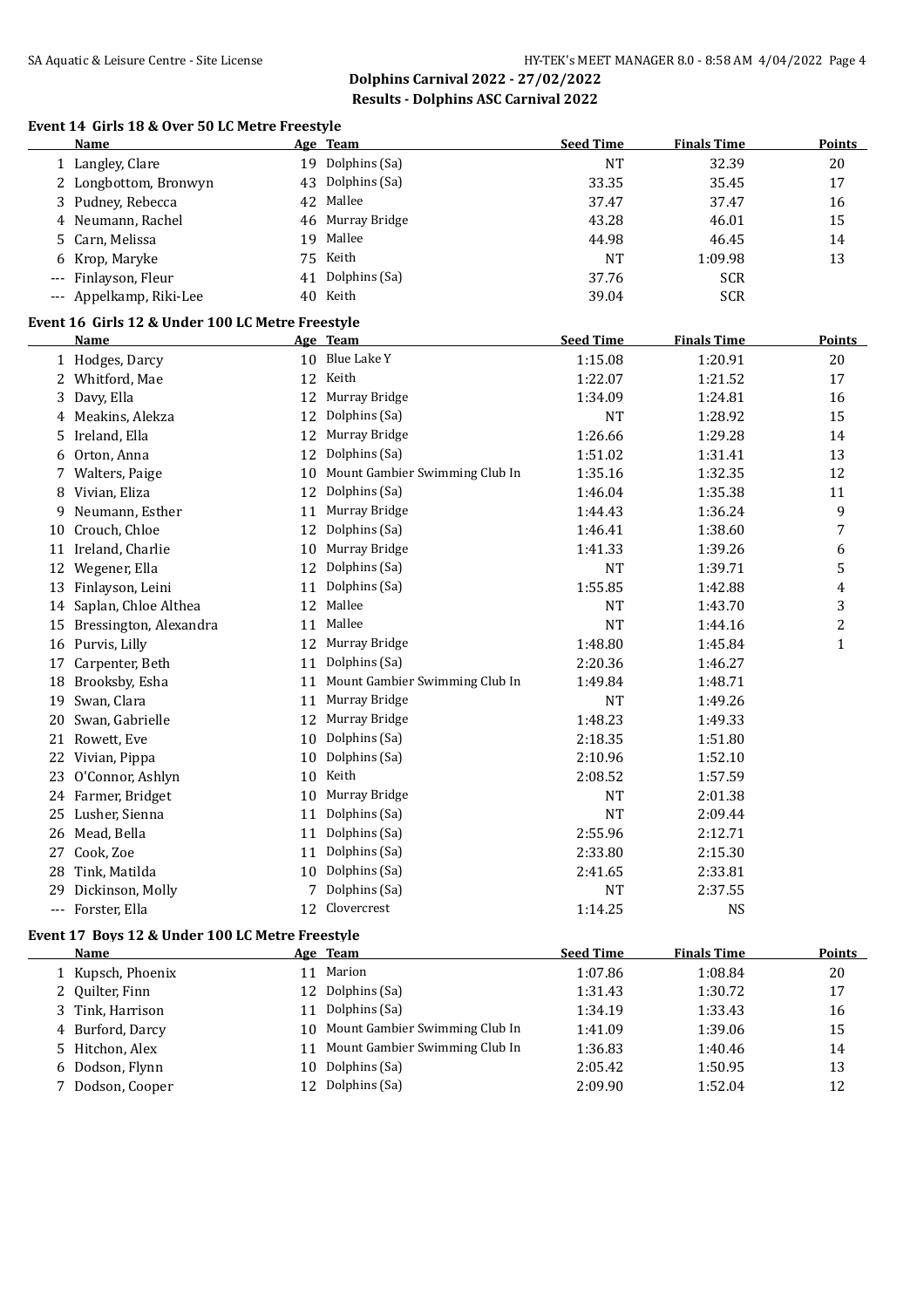## Dolphins Carnival 2022 - 27/02/2022

## Results - Dolphins ASC Carnival 2022

### Event 14 Girls 18 & Over 50 LC Metre Freestyle

| | Name | Age | Team | Seed Time | Finals Time | Points |
|---|---|---|---|---|---|---|
| 1 | Langley, Clare | 19 | Dolphins (Sa) | NT | 32.39 | 20 |
| 2 | Longbottom, Bronwyn | 43 | Dolphins (Sa) | 33.35 | 35.45 | 17 |
| 3 | Pudney, Rebecca | 42 | Mallee | 37.47 | 37.47 | 16 |
| 4 | Neumann, Rachel | 46 | Murray Bridge | 43.28 | 46.01 | 15 |
| 5 | Carn, Melissa | 19 | Mallee | 44.98 | 46.45 | 14 |
| 6 | Krop, Maryke | 75 | Keith | NT | 1:09.98 | 13 |
| --- | Finlayson, Fleur | 41 | Dolphins (Sa) | 37.76 | SCR | |
| --- | Appelkamp, Riki-Lee | 40 | Keith | 39.04 | SCR | |

### Event 16 Girls 12 & Under 100 LC Metre Freestyle

| | Name | Age | Team | Seed Time | Finals Time | Points |
|---|---|---|---|---|---|---|
| 1 | Hodges, Darcy | 10 | Blue Lake Y | 1:15.08 | 1:20.91 | 20 |
| 2 | Whitford, Mae | 12 | Keith | 1:22.07 | 1:21.52 | 17 |
| 3 | Davy, Ella | 12 | Murray Bridge | 1:34.09 | 1:24.81 | 16 |
| 4 | Meakins, Alekza | 12 | Dolphins (Sa) | NT | 1:28.92 | 15 |
| 5 | Ireland, Ella | 12 | Murray Bridge | 1:26.66 | 1:29.28 | 14 |
| 6 | Orton, Anna | 12 | Dolphins (Sa) | 1:51.02 | 1:31.41 | 13 |
| 7 | Walters, Paige | 10 | Mount Gambier Swimming Club In | 1:35.16 | 1:32.35 | 12 |
| 8 | Vivian, Eliza | 12 | Dolphins (Sa) | 1:46.04 | 1:35.38 | 11 |
| 9 | Neumann, Esther | 11 | Murray Bridge | 1:44.43 | 1:36.24 | 9 |
| 10 | Crouch, Chloe | 12 | Dolphins (Sa) | 1:46.41 | 1:38.60 | 7 |
| 11 | Ireland, Charlie | 10 | Murray Bridge | 1:41.33 | 1:39.26 | 6 |
| 12 | Wegener, Ella | 12 | Dolphins (Sa) | NT | 1:39.71 | 5 |
| 13 | Finlayson, Leini | 11 | Dolphins (Sa) | 1:55.85 | 1:42.88 | 4 |
| 14 | Saplan, Chloe Althea | 12 | Mallee | NT | 1:43.70 | 3 |
| 15 | Bressington, Alexandra | 11 | Mallee | NT | 1:44.16 | 2 |
| 16 | Purvis, Lilly | 12 | Murray Bridge | 1:48.80 | 1:45.84 | 1 |
| 17 | Carpenter, Beth | 11 | Dolphins (Sa) | 2:20.36 | 1:46.27 | |
| 18 | Brooksby, Esha | 11 | Mount Gambier Swimming Club In | 1:49.84 | 1:48.71 | |
| 19 | Swan, Clara | 11 | Murray Bridge | NT | 1:49.26 | |
| 20 | Swan, Gabrielle | 12 | Murray Bridge | 1:48.23 | 1:49.33 | |
| 21 | Rowett, Eve | 10 | Dolphins (Sa) | 2:18.35 | 1:51.80 | |
| 22 | Vivian, Pippa | 10 | Dolphins (Sa) | 2:10.96 | 1:52.10 | |
| 23 | O'Connor, Ashlyn | 10 | Keith | 2:08.52 | 1:57.59 | |
| 24 | Farmer, Bridget | 10 | Murray Bridge | NT | 2:01.38 | |
| 25 | Lusher, Sienna | 11 | Dolphins (Sa) | NT | 2:09.44 | |
| 26 | Mead, Bella | 11 | Dolphins (Sa) | 2:55.96 | 2:12.71 | |
| 27 | Cook, Zoe | 11 | Dolphins (Sa) | 2:33.80 | 2:15.30 | |
| 28 | Tink, Matilda | 10 | Dolphins (Sa) | 2:41.65 | 2:33.81 | |
| 29 | Dickinson, Molly | 7 | Dolphins (Sa) | NT | 2:37.55 | |
| --- | Forster, Ella | 12 | Clovercrest | 1:14.25 | NS | |

### Event 17 Boys 12 & Under 100 LC Metre Freestyle

| | Name | Age | Team | Seed Time | Finals Time | Points |
|---|---|---|---|---|---|---|
| 1 | Kupsch, Phoenix | 11 | Marion | 1:07.86 | 1:08.84 | 20 |
| 2 | Quilter, Finn | 12 | Dolphins (Sa) | 1:31.43 | 1:30.72 | 17 |
| 3 | Tink, Harrison | 11 | Dolphins (Sa) | 1:34.19 | 1:33.43 | 16 |
| 4 | Burford, Darcy | 10 | Mount Gambier Swimming Club In | 1:41.09 | 1:39.06 | 15 |
| 5 | Hitchon, Alex | 11 | Mount Gambier Swimming Club In | 1:36.83 | 1:40.46 | 14 |
| 6 | Dodson, Flynn | 10 | Dolphins (Sa) | 2:05.42 | 1:50.95 | 13 |
| 7 | Dodson, Cooper | 12 | Dolphins (Sa) | 2:09.90 | 1:52.04 | 12 |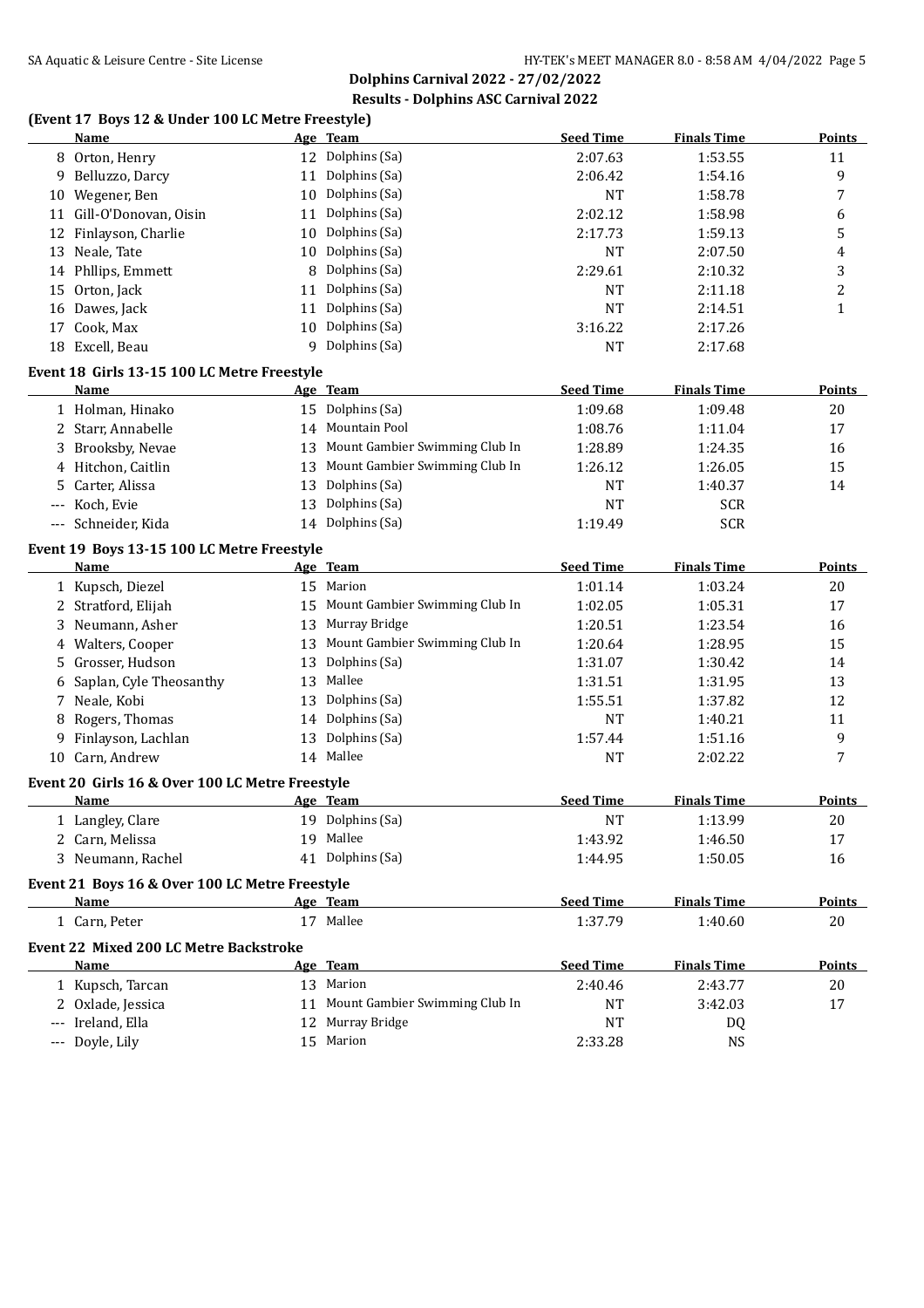**Dolphins Carnival 2022 - 27/02/2022**

**Results - Dolphins ASC Carnival 2022**

### (Event 17 Boys 12 & Under 100 LC Metre Freestyle)

| | Name | Age | Team | Seed Time | Finals Time | Points |
|---|---|---|---|---|---|---|
| 8 | Orton, Henry | 12 | Dolphins (Sa) | 2:07.63 | 1:53.55 | 11 |
| 9 | Belluzzo, Darcy | 11 | Dolphins (Sa) | 2:06.42 | 1:54.16 | 9 |
| 10 | Wegener, Ben | 10 | Dolphins (Sa) | NT | 1:58.78 | 7 |
| 11 | Gill-O'Donovan, Oisin | 11 | Dolphins (Sa) | 2:02.12 | 1:58.98 | 6 |
| 12 | Finlayson, Charlie | 10 | Dolphins (Sa) | 2:17.73 | 1:59.13 | 5 |
| 13 | Neale, Tate | 10 | Dolphins (Sa) | NT | 2:07.50 | 4 |
| 14 | Phllips, Emmett | 8 | Dolphins (Sa) | 2:29.61 | 2:10.32 | 3 |
| 15 | Orton, Jack | 11 | Dolphins (Sa) | NT | 2:11.18 | 2 |
| 16 | Dawes, Jack | 11 | Dolphins (Sa) | NT | 2:14.51 | 1 |
| 17 | Cook, Max | 10 | Dolphins (Sa) | 3:16.22 | 2:17.26 | |
| 18 | Excell, Beau | 9 | Dolphins (Sa) | NT | 2:17.68 | |

### Event 18 Girls 13-15 100 LC Metre Freestyle

| | Name | Age | Team | Seed Time | Finals Time | Points |
|---|---|---|---|---|---|---|
| 1 | Holman, Hinako | 15 | Dolphins (Sa) | 1:09.68 | 1:09.48 | 20 |
| 2 | Starr, Annabelle | 14 | Mountain Pool | 1:08.76 | 1:11.04 | 17 |
| 3 | Brooksby, Nevae | 13 | Mount Gambier Swimming Club In | 1:28.89 | 1:24.35 | 16 |
| 4 | Hitchon, Caitlin | 13 | Mount Gambier Swimming Club In | 1:26.12 | 1:26.05 | 15 |
| 5 | Carter, Alissa | 13 | Dolphins (Sa) | NT | 1:40.37 | 14 |
| --- | Koch, Evie | 13 | Dolphins (Sa) | NT | SCR | |
| --- | Schneider, Kida | 14 | Dolphins (Sa) | 1:19.49 | SCR | |

### Event 19 Boys 13-15 100 LC Metre Freestyle

| | Name | Age | Team | Seed Time | Finals Time | Points |
|---|---|---|---|---|---|---|
| 1 | Kupsch, Diezel | 15 | Marion | 1:01.14 | 1:03.24 | 20 |
| 2 | Stratford, Elijah | 15 | Mount Gambier Swimming Club In | 1:02.05 | 1:05.31 | 17 |
| 3 | Neumann, Asher | 13 | Murray Bridge | 1:20.51 | 1:23.54 | 16 |
| 4 | Walters, Cooper | 13 | Mount Gambier Swimming Club In | 1:20.64 | 1:28.95 | 15 |
| 5 | Grosser, Hudson | 13 | Dolphins (Sa) | 1:31.07 | 1:30.42 | 14 |
| 6 | Saplan, Cyle Theosanthy | 13 | Mallee | 1:31.51 | 1:31.95 | 13 |
| 7 | Neale, Kobi | 13 | Dolphins (Sa) | 1:55.51 | 1:37.82 | 12 |
| 8 | Rogers, Thomas | 14 | Dolphins (Sa) | NT | 1:40.21 | 11 |
| 9 | Finlayson, Lachlan | 13 | Dolphins (Sa) | 1:57.44 | 1:51.16 | 9 |
| 10 | Carn, Andrew | 14 | Mallee | NT | 2:02.22 | 7 |

### Event 20 Girls 16 & Over 100 LC Metre Freestyle

| | Name | Age | Team | Seed Time | Finals Time | Points |
|---|---|---|---|---|---|---|
| 1 | Langley, Clare | 19 | Dolphins (Sa) | NT | 1:13.99 | 20 |
| 2 | Carn, Melissa | 19 | Mallee | 1:43.92 | 1:46.50 | 17 |
| 3 | Neumann, Rachel | 41 | Dolphins (Sa) | 1:44.95 | 1:50.05 | 16 |

### Event 21 Boys 16 & Over 100 LC Metre Freestyle

| | Name | Age | Team | Seed Time | Finals Time | Points |
|---|---|---|---|---|---|---|
| 1 | Carn, Peter | 17 | Mallee | 1:37.79 | 1:40.60 | 20 |

### Event 22 Mixed 200 LC Metre Backstroke

| | Name | Age | Team | Seed Time | Finals Time | Points |
|---|---|---|---|---|---|---|
| 1 | Kupsch, Tarcan | 13 | Marion | 2:40.46 | 2:43.77 | 20 |
| 2 | Oxlade, Jessica | 11 | Mount Gambier Swimming Club In | NT | 3:42.03 | 17 |
| --- | Ireland, Ella | 12 | Murray Bridge | NT | DQ | |
| --- | Doyle, Lily | 15 | Marion | 2:33.28 | NS | |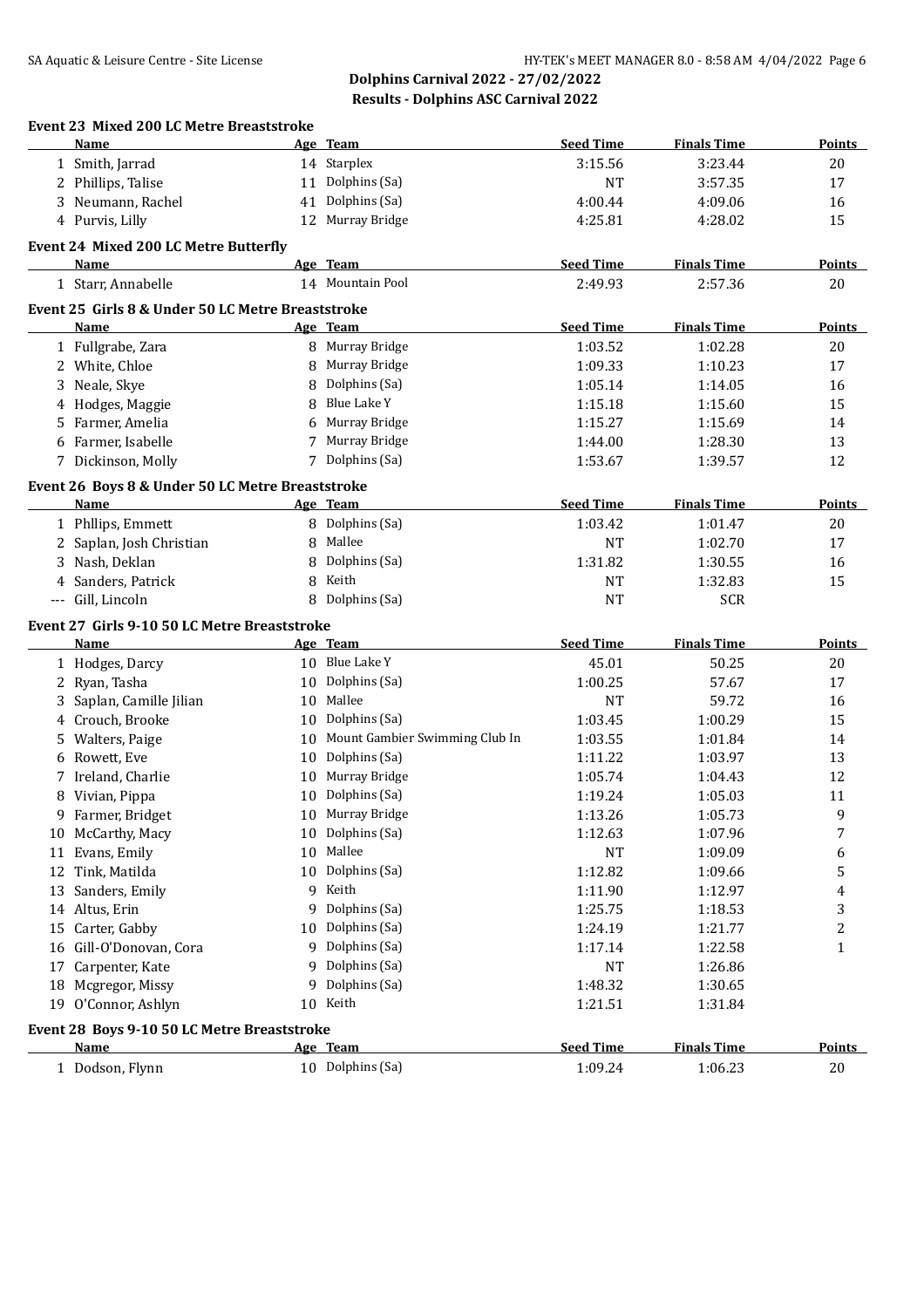## Dolphins Carnival 2022 - 27/02/2022

## Results - Dolphins ASC Carnival 2022

### Event 23 Mixed 200 LC Metre Breaststroke

| | Name | Age | Team | Seed Time | Finals Time | Points |
|---|---|---|---|---|---|---|
| 1 | Smith, Jarrad | 14 | Starplex | 3:15.56 | 3:23.44 | 20 |
| 2 | Phillips, Talise | 11 | Dolphins (Sa) | NT | 3:57.35 | 17 |
| 3 | Neumann, Rachel | 41 | Dolphins (Sa) | 4:00.44 | 4:09.06 | 16 |
| 4 | Purvis, Lilly | 12 | Murray Bridge | 4:25.81 | 4:28.02 | 15 |

### Event 24 Mixed 200 LC Metre Butterfly

| | Name | Age | Team | Seed Time | Finals Time | Points |
|---|---|---|---|---|---|---|
| 1 | Starr, Annabelle | 14 | Mountain Pool | 2:49.93 | 2:57.36 | 20 |

### Event 25 Girls 8 & Under 50 LC Metre Breaststroke

| | Name | Age | Team | Seed Time | Finals Time | Points |
|---|---|---|---|---|---|---|
| 1 | Fullgrabe, Zara | 8 | Murray Bridge | 1:03.52 | 1:02.28 | 20 |
| 2 | White, Chloe | 8 | Murray Bridge | 1:09.33 | 1:10.23 | 17 |
| 3 | Neale, Skye | 8 | Dolphins (Sa) | 1:05.14 | 1:14.05 | 16 |
| 4 | Hodges, Maggie | 8 | Blue Lake Y | 1:15.18 | 1:15.60 | 15 |
| 5 | Farmer, Amelia | 6 | Murray Bridge | 1:15.27 | 1:15.69 | 14 |
| 6 | Farmer, Isabelle | 7 | Murray Bridge | 1:44.00 | 1:28.30 | 13 |
| 7 | Dickinson, Molly | 7 | Dolphins (Sa) | 1:53.67 | 1:39.57 | 12 |

### Event 26 Boys 8 & Under 50 LC Metre Breaststroke

| | Name | Age | Team | Seed Time | Finals Time | Points |
|---|---|---|---|---|---|---|
| 1 | Phllips, Emmett | 8 | Dolphins (Sa) | 1:03.42 | 1:01.47 | 20 |
| 2 | Saplan, Josh Christian | 8 | Mallee | NT | 1:02.70 | 17 |
| 3 | Nash, Deklan | 8 | Dolphins (Sa) | 1:31.82 | 1:30.55 | 16 |
| 4 | Sanders, Patrick | 8 | Keith | NT | 1:32.83 | 15 |
| --- | Gill, Lincoln | 8 | Dolphins (Sa) | NT | SCR | |

### Event 27 Girls 9-10 50 LC Metre Breaststroke

| | Name | Age | Team | Seed Time | Finals Time | Points |
|---|---|---|---|---|---|---|
| 1 | Hodges, Darcy | 10 | Blue Lake Y | 45.01 | 50.25 | 20 |
| 2 | Ryan, Tasha | 10 | Dolphins (Sa) | 1:00.25 | 57.67 | 17 |
| 3 | Saplan, Camille Jilian | 10 | Mallee | NT | 59.72 | 16 |
| 4 | Crouch, Brooke | 10 | Dolphins (Sa) | 1:03.45 | 1:00.29 | 15 |
| 5 | Walters, Paige | 10 | Mount Gambier Swimming Club In | 1:03.55 | 1:01.84 | 14 |
| 6 | Rowett, Eve | 10 | Dolphins (Sa) | 1:11.22 | 1:03.97 | 13 |
| 7 | Ireland, Charlie | 10 | Murray Bridge | 1:05.74 | 1:04.43 | 12 |
| 8 | Vivian, Pippa | 10 | Dolphins (Sa) | 1:19.24 | 1:05.03 | 11 |
| 9 | Farmer, Bridget | 10 | Murray Bridge | 1:13.26 | 1:05.73 | 9 |
| 10 | McCarthy, Macy | 10 | Dolphins (Sa) | 1:12.63 | 1:07.96 | 7 |
| 11 | Evans, Emily | 10 | Mallee | NT | 1:09.09 | 6 |
| 12 | Tink, Matilda | 10 | Dolphins (Sa) | 1:12.82 | 1:09.66 | 5 |
| 13 | Sanders, Emily | 9 | Keith | 1:11.90 | 1:12.97 | 4 |
| 14 | Altus, Erin | 9 | Dolphins (Sa) | 1:25.75 | 1:18.53 | 3 |
| 15 | Carter, Gabby | 10 | Dolphins (Sa) | 1:24.19 | 1:21.77 | 2 |
| 16 | Gill-O'Donovan, Cora | 9 | Dolphins (Sa) | 1:17.14 | 1:22.58 | 1 |
| 17 | Carpenter, Kate | 9 | Dolphins (Sa) | NT | 1:26.86 | |
| 18 | Mcgregor, Missy | 9 | Dolphins (Sa) | 1:48.32 | 1:30.65 | |
| 19 | O'Connor, Ashlyn | 10 | Keith | 1:21.51 | 1:31.84 | |

### Event 28 Boys 9-10 50 LC Metre Breaststroke

| | Name | Age | Team | Seed Time | Finals Time | Points |
|---|---|---|---|---|---|---|
| 1 | Dodson, Flynn | 10 | Dolphins (Sa) | 1:09.24 | 1:06.23 | 20 |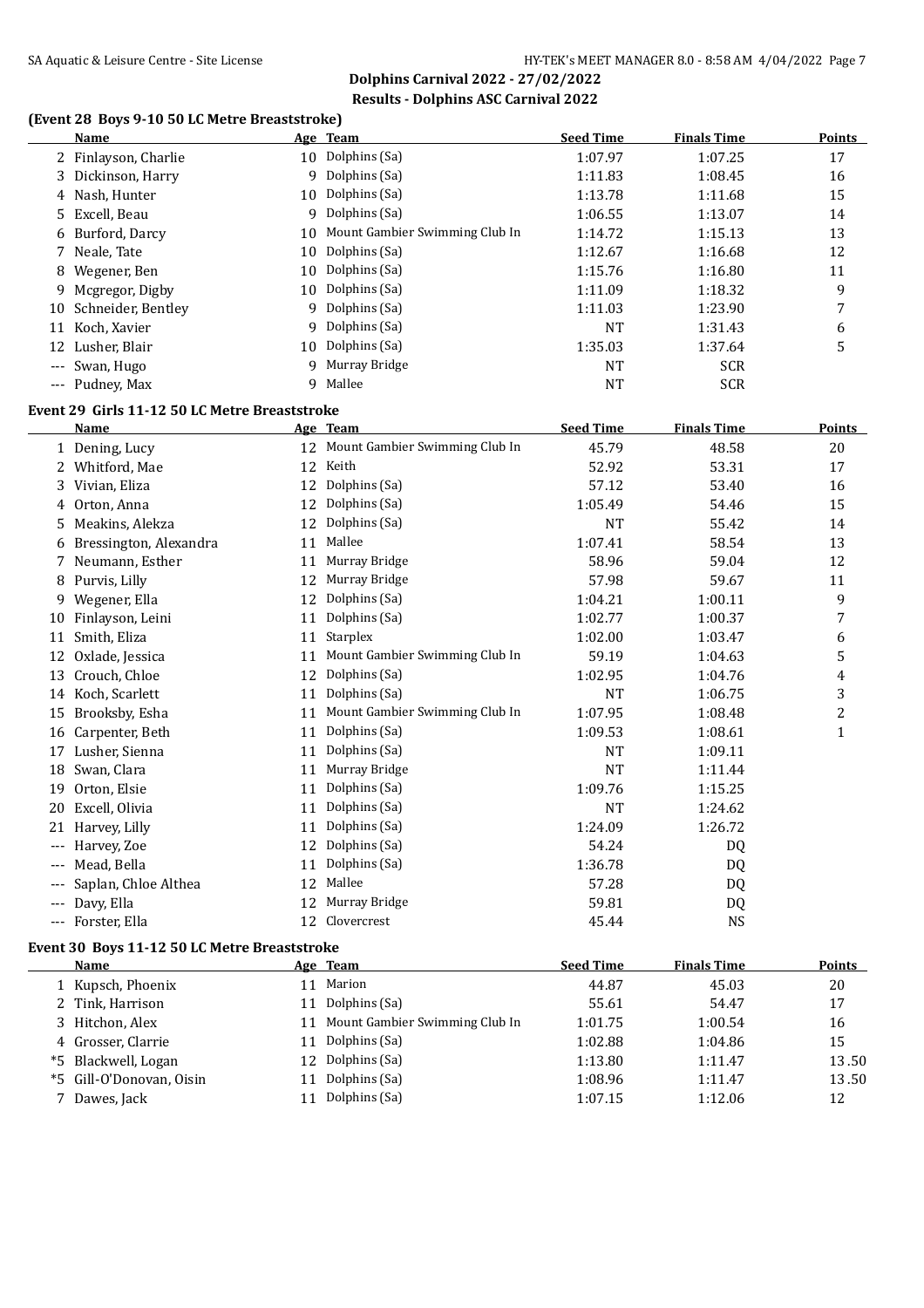## Dolphins Carnival 2022 - 27/02/2022

## Results - Dolphins ASC Carnival 2022

### (Event 28 Boys 9-10 50 LC Metre Breaststroke)

| | Name | Age | Team | Seed Time | Finals Time | Points |
|---|---|---|---|---|---|---|
| 2 | Finlayson, Charlie | 10 | Dolphins (Sa) | 1:07.97 | 1:07.25 | 17 |
| 3 | Dickinson, Harry | 9 | Dolphins (Sa) | 1:11.83 | 1:08.45 | 16 |
| 4 | Nash, Hunter | 10 | Dolphins (Sa) | 1:13.78 | 1:11.68 | 15 |
| 5 | Excell, Beau | 9 | Dolphins (Sa) | 1:06.55 | 1:13.07 | 14 |
| 6 | Burford, Darcy | 10 | Mount Gambier Swimming Club In | 1:14.72 | 1:15.13 | 13 |
| 7 | Neale, Tate | 10 | Dolphins (Sa) | 1:12.67 | 1:16.68 | 12 |
| 8 | Wegener, Ben | 10 | Dolphins (Sa) | 1:15.76 | 1:16.80 | 11 |
| 9 | Mcgregor, Digby | 10 | Dolphins (Sa) | 1:11.09 | 1:18.32 | 9 |
| 10 | Schneider, Bentley | 9 | Dolphins (Sa) | 1:11.03 | 1:23.90 | 7 |
| 11 | Koch, Xavier | 9 | Dolphins (Sa) | NT | 1:31.43 | 6 |
| 12 | Lusher, Blair | 10 | Dolphins (Sa) | 1:35.03 | 1:37.64 | 5 |
| --- | Swan, Hugo | 9 | Murray Bridge | NT | SCR | |
| --- | Pudney, Max | 9 | Mallee | NT | SCR | |

### Event 29 Girls 11-12 50 LC Metre Breaststroke

| | Name | Age | Team | Seed Time | Finals Time | Points |
|---|---|---|---|---|---|---|
| 1 | Dening, Lucy | 12 | Mount Gambier Swimming Club In | 45.79 | 48.58 | 20 |
| 2 | Whitford, Mae | 12 | Keith | 52.92 | 53.31 | 17 |
| 3 | Vivian, Eliza | 12 | Dolphins (Sa) | 57.12 | 53.40 | 16 |
| 4 | Orton, Anna | 12 | Dolphins (Sa) | 1:05.49 | 54.46 | 15 |
| 5 | Meakins, Alekza | 12 | Dolphins (Sa) | NT | 55.42 | 14 |
| 6 | Bressington, Alexandra | 11 | Mallee | 1:07.41 | 58.54 | 13 |
| 7 | Neumann, Esther | 11 | Murray Bridge | 58.96 | 59.04 | 12 |
| 8 | Purvis, Lilly | 12 | Murray Bridge | 57.98 | 59.67 | 11 |
| 9 | Wegener, Ella | 12 | Dolphins (Sa) | 1:04.21 | 1:00.11 | 9 |
| 10 | Finlayson, Leini | 11 | Dolphins (Sa) | 1:02.77 | 1:00.37 | 7 |
| 11 | Smith, Eliza | 11 | Starplex | 1:02.00 | 1:03.47 | 6 |
| 12 | Oxlade, Jessica | 11 | Mount Gambier Swimming Club In | 59.19 | 1:04.63 | 5 |
| 13 | Crouch, Chloe | 12 | Dolphins (Sa) | 1:02.95 | 1:04.76 | 4 |
| 14 | Koch, Scarlett | 11 | Dolphins (Sa) | NT | 1:06.75 | 3 |
| 15 | Brooksby, Esha | 11 | Mount Gambier Swimming Club In | 1:07.95 | 1:08.48 | 2 |
| 16 | Carpenter, Beth | 11 | Dolphins (Sa) | 1:09.53 | 1:08.61 | 1 |
| 17 | Lusher, Sienna | 11 | Dolphins (Sa) | NT | 1:09.11 | |
| 18 | Swan, Clara | 11 | Murray Bridge | NT | 1:11.44 | |
| 19 | Orton, Elsie | 11 | Dolphins (Sa) | 1:09.76 | 1:15.25 | |
| 20 | Excell, Olivia | 11 | Dolphins (Sa) | NT | 1:24.62 | |
| 21 | Harvey, Lilly | 11 | Dolphins (Sa) | 1:24.09 | 1:26.72 | |
| --- | Harvey, Zoe | 12 | Dolphins (Sa) | 54.24 | DQ | |
| --- | Mead, Bella | 11 | Dolphins (Sa) | 1:36.78 | DQ | |
| --- | Saplan, Chloe Althea | 12 | Mallee | 57.28 | DQ | |
| --- | Davy, Ella | 12 | Murray Bridge | 59.81 | DQ | |
| --- | Forster, Ella | 12 | Clovercrest | 45.44 | NS | |

### Event 30 Boys 11-12 50 LC Metre Breaststroke

| | Name | Age | Team | Seed Time | Finals Time | Points |
|---|---|---|---|---|---|---|
| 1 | Kupsch, Phoenix | 11 | Marion | 44.87 | 45.03 | 20 |
| 2 | Tink, Harrison | 11 | Dolphins (Sa) | 55.61 | 54.47 | 17 |
| 3 | Hitchon, Alex | 11 | Mount Gambier Swimming Club In | 1:01.75 | 1:00.54 | 16 |
| 4 | Grosser, Clarrie | 11 | Dolphins (Sa) | 1:02.88 | 1:04.86 | 15 |
| *5 | Blackwell, Logan | 12 | Dolphins (Sa) | 1:13.80 | 1:11.47 | 13.50 |
| *5 | Gill-O'Donovan, Oisin | 11 | Dolphins (Sa) | 1:08.96 | 1:11.47 | 13.50 |
| 7 | Dawes, Jack | 11 | Dolphins (Sa) | 1:07.15 | 1:12.06 | 12 |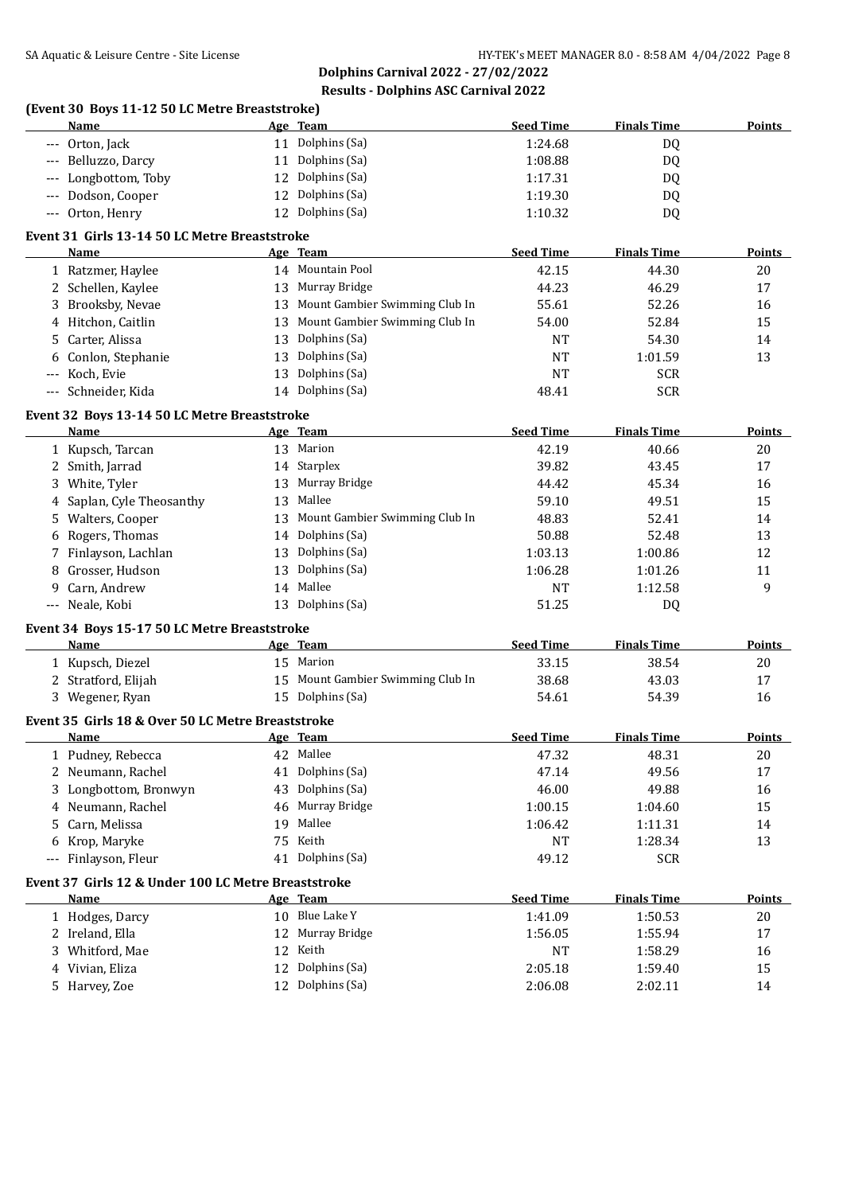**Dolphins Carnival 2022 - 27/02/2022**

**Results - Dolphins ASC Carnival 2022**

### (Event 30 Boys 11-12 50 LC Metre Breaststroke)

| | Name | Age | Team | Seed Time | Finals Time | Points |
|---|---|---|---|---|---|---|
| --- | Orton, Jack | 11 | Dolphins (Sa) | 1:24.68 | DQ | |
| --- | Belluzzo, Darcy | 11 | Dolphins (Sa) | 1:08.88 | DQ | |
| --- | Longbottom, Toby | 12 | Dolphins (Sa) | 1:17.31 | DQ | |
| --- | Dodson, Cooper | 12 | Dolphins (Sa) | 1:19.30 | DQ | |
| --- | Orton, Henry | 12 | Dolphins (Sa) | 1:10.32 | DQ | |

### Event 31 Girls 13-14 50 LC Metre Breaststroke

| | Name | Age | Team | Seed Time | Finals Time | Points |
|---|---|---|---|---|---|---|
| 1 | Ratzmer, Haylee | 14 | Mountain Pool | 42.15 | 44.30 | 20 |
| 2 | Schellen, Kaylee | 13 | Murray Bridge | 44.23 | 46.29 | 17 |
| 3 | Brooksby, Nevae | 13 | Mount Gambier Swimming Club In | 55.61 | 52.26 | 16 |
| 4 | Hitchon, Caitlin | 13 | Mount Gambier Swimming Club In | 54.00 | 52.84 | 15 |
| 5 | Carter, Alissa | 13 | Dolphins (Sa) | NT | 54.30 | 14 |
| 6 | Conlon, Stephanie | 13 | Dolphins (Sa) | NT | 1:01.59 | 13 |
| --- | Koch, Evie | 13 | Dolphins (Sa) | NT | SCR | |
| --- | Schneider, Kida | 14 | Dolphins (Sa) | 48.41 | SCR | |

### Event 32 Boys 13-14 50 LC Metre Breaststroke

| | Name | Age | Team | Seed Time | Finals Time | Points |
|---|---|---|---|---|---|---|
| 1 | Kupsch, Tarcan | 13 | Marion | 42.19 | 40.66 | 20 |
| 2 | Smith, Jarrad | 14 | Starplex | 39.82 | 43.45 | 17 |
| 3 | White, Tyler | 13 | Murray Bridge | 44.42 | 45.34 | 16 |
| 4 | Saplan, Cyle Theosanthy | 13 | Mallee | 59.10 | 49.51 | 15 |
| 5 | Walters, Cooper | 13 | Mount Gambier Swimming Club In | 48.83 | 52.41 | 14 |
| 6 | Rogers, Thomas | 14 | Dolphins (Sa) | 50.88 | 52.48 | 13 |
| 7 | Finlayson, Lachlan | 13 | Dolphins (Sa) | 1:03.13 | 1:00.86 | 12 |
| 8 | Grosser, Hudson | 13 | Dolphins (Sa) | 1:06.28 | 1:01.26 | 11 |
| 9 | Carn, Andrew | 14 | Mallee | NT | 1:12.58 | 9 |
| --- | Neale, Kobi | 13 | Dolphins (Sa) | 51.25 | DQ | |

### Event 34 Boys 15-17 50 LC Metre Breaststroke

| | Name | Age | Team | Seed Time | Finals Time | Points |
|---|---|---|---|---|---|---|
| 1 | Kupsch, Diezel | 15 | Marion | 33.15 | 38.54 | 20 |
| 2 | Stratford, Elijah | 15 | Mount Gambier Swimming Club In | 38.68 | 43.03 | 17 |
| 3 | Wegener, Ryan | 15 | Dolphins (Sa) | 54.61 | 54.39 | 16 |

### Event 35 Girls 18 & Over 50 LC Metre Breaststroke

| | Name | Age | Team | Seed Time | Finals Time | Points |
|---|---|---|---|---|---|---|
| 1 | Pudney, Rebecca | 42 | Mallee | 47.32 | 48.31 | 20 |
| 2 | Neumann, Rachel | 41 | Dolphins (Sa) | 47.14 | 49.56 | 17 |
| 3 | Longbottom, Bronwyn | 43 | Dolphins (Sa) | 46.00 | 49.88 | 16 |
| 4 | Neumann, Rachel | 46 | Murray Bridge | 1:00.15 | 1:04.60 | 15 |
| 5 | Carn, Melissa | 19 | Mallee | 1:06.42 | 1:11.31 | 14 |
| 6 | Krop, Maryke | 75 | Keith | NT | 1:28.34 | 13 |
| --- | Finlayson, Fleur | 41 | Dolphins (Sa) | 49.12 | SCR | |

### Event 37 Girls 12 & Under 100 LC Metre Breaststroke

| | Name | Age | Team | Seed Time | Finals Time | Points |
|---|---|---|---|---|---|---|
| 1 | Hodges, Darcy | 10 | Blue Lake Y | 1:41.09 | 1:50.53 | 20 |
| 2 | Ireland, Ella | 12 | Murray Bridge | 1:56.05 | 1:55.94 | 17 |
| 3 | Whitford, Mae | 12 | Keith | NT | 1:58.29 | 16 |
| 4 | Vivian, Eliza | 12 | Dolphins (Sa) | 2:05.18 | 1:59.40 | 15 |
| 5 | Harvey, Zoe | 12 | Dolphins (Sa) | 2:06.08 | 2:02.11 | 14 |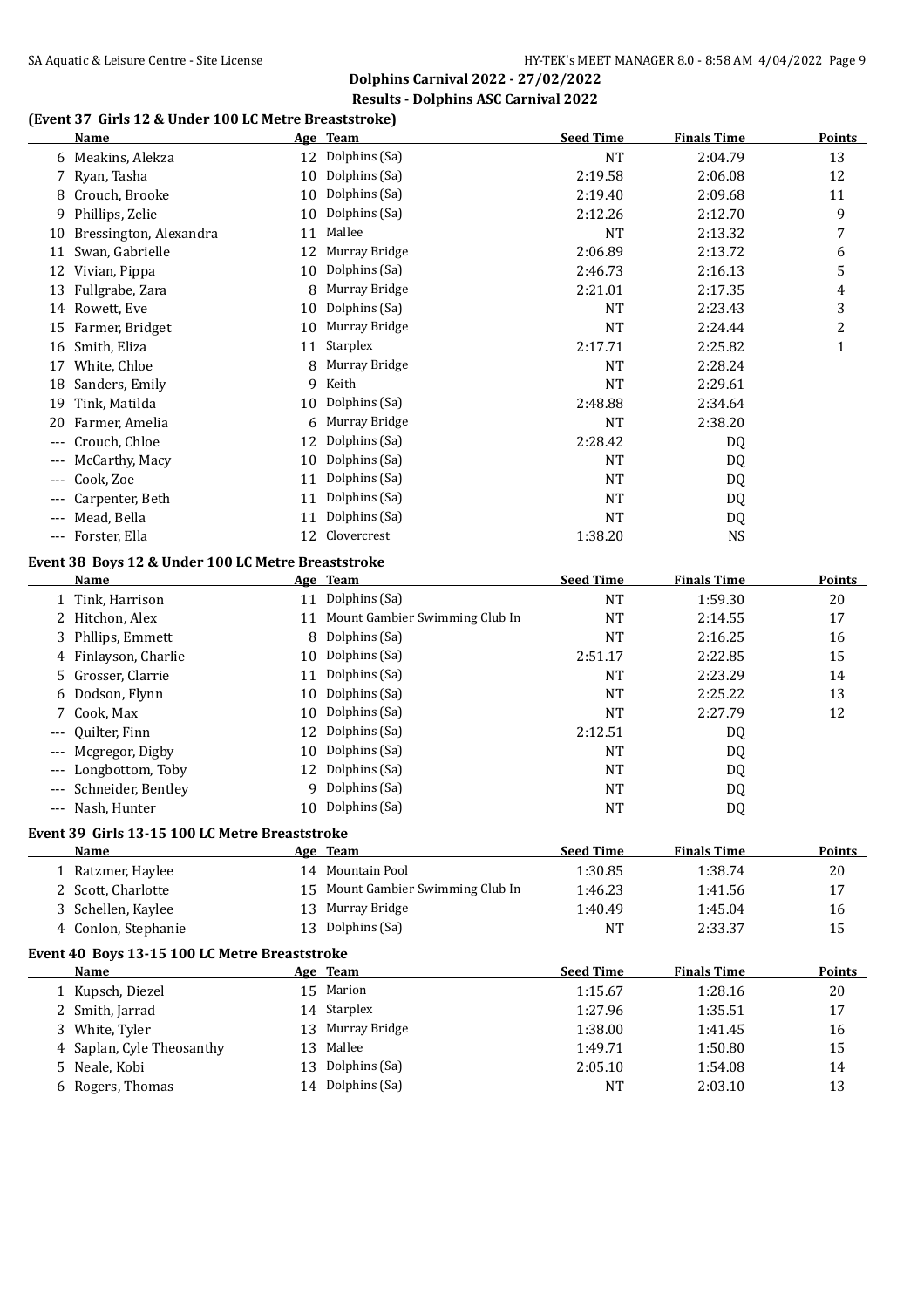**Dolphins Carnival 2022 - 27/02/2022**
**Results - Dolphins ASC Carnival 2022**

### (Event 37 Girls 12 & Under 100 LC Metre Breaststroke)

| | Name | Age | Team | Seed Time | Finals Time | Points |
|---|---|---|---|---|---|---|
| 6 | Meakins, Alekza | 12 | Dolphins (Sa) | NT | 2:04.79 | 13 |
| 7 | Ryan, Tasha | 10 | Dolphins (Sa) | 2:19.58 | 2:06.08 | 12 |
| 8 | Crouch, Brooke | 10 | Dolphins (Sa) | 2:19.40 | 2:09.68 | 11 |
| 9 | Phillips, Zelie | 10 | Dolphins (Sa) | 2:12.26 | 2:12.70 | 9 |
| 10 | Bressington, Alexandra | 11 | Mallee | NT | 2:13.32 | 7 |
| 11 | Swan, Gabrielle | 12 | Murray Bridge | 2:06.89 | 2:13.72 | 6 |
| 12 | Vivian, Pippa | 10 | Dolphins (Sa) | 2:46.73 | 2:16.13 | 5 |
| 13 | Fullgrabe, Zara | 8 | Murray Bridge | 2:21.01 | 2:17.35 | 4 |
| 14 | Rowett, Eve | 10 | Dolphins (Sa) | NT | 2:23.43 | 3 |
| 15 | Farmer, Bridget | 10 | Murray Bridge | NT | 2:24.44 | 2 |
| 16 | Smith, Eliza | 11 | Starplex | 2:17.71 | 2:25.82 | 1 |
| 17 | White, Chloe | 8 | Murray Bridge | NT | 2:28.24 | |
| 18 | Sanders, Emily | 9 | Keith | NT | 2:29.61 | |
| 19 | Tink, Matilda | 10 | Dolphins (Sa) | 2:48.88 | 2:34.64 | |
| 20 | Farmer, Amelia | 6 | Murray Bridge | NT | 2:38.20 | |
| --- | Crouch, Chloe | 12 | Dolphins (Sa) | 2:28.42 | DQ | |
| --- | McCarthy, Macy | 10 | Dolphins (Sa) | NT | DQ | |
| --- | Cook, Zoe | 11 | Dolphins (Sa) | NT | DQ | |
| --- | Carpenter, Beth | 11 | Dolphins (Sa) | NT | DQ | |
| --- | Mead, Bella | 11 | Dolphins (Sa) | NT | DQ | |
| --- | Forster, Ella | 12 | Clovercrest | 1:38.20 | NS | |

### Event 38 Boys 12 & Under 100 LC Metre Breaststroke

| | Name | Age | Team | Seed Time | Finals Time | Points |
|---|---|---|---|---|---|---|
| 1 | Tink, Harrison | 11 | Dolphins (Sa) | NT | 1:59.30 | 20 |
| 2 | Hitchon, Alex | 11 | Mount Gambier Swimming Club In | NT | 2:14.55 | 17 |
| 3 | Phllips, Emmett | 8 | Dolphins (Sa) | NT | 2:16.25 | 16 |
| 4 | Finlayson, Charlie | 10 | Dolphins (Sa) | 2:51.17 | 2:22.85 | 15 |
| 5 | Grosser, Clarrie | 11 | Dolphins (Sa) | NT | 2:23.29 | 14 |
| 6 | Dodson, Flynn | 10 | Dolphins (Sa) | NT | 2:25.22 | 13 |
| 7 | Cook, Max | 10 | Dolphins (Sa) | NT | 2:27.79 | 12 |
| --- | Quilter, Finn | 12 | Dolphins (Sa) | 2:12.51 | DQ | |
| --- | Mcgregor, Digby | 10 | Dolphins (Sa) | NT | DQ | |
| --- | Longbottom, Toby | 12 | Dolphins (Sa) | NT | DQ | |
| --- | Schneider, Bentley | 9 | Dolphins (Sa) | NT | DQ | |
| --- | Nash, Hunter | 10 | Dolphins (Sa) | NT | DQ | |

### Event 39 Girls 13-15 100 LC Metre Breaststroke

| | Name | Age | Team | Seed Time | Finals Time | Points |
|---|---|---|---|---|---|---|
| 1 | Ratzmer, Haylee | 14 | Mountain Pool | 1:30.85 | 1:38.74 | 20 |
| 2 | Scott, Charlotte | 15 | Mount Gambier Swimming Club In | 1:46.23 | 1:41.56 | 17 |
| 3 | Schellen, Kaylee | 13 | Murray Bridge | 1:40.49 | 1:45.04 | 16 |
| 4 | Conlon, Stephanie | 13 | Dolphins (Sa) | NT | 2:33.37 | 15 |

### Event 40 Boys 13-15 100 LC Metre Breaststroke

| | Name | Age | Team | Seed Time | Finals Time | Points |
|---|---|---|---|---|---|---|
| 1 | Kupsch, Diezel | 15 | Marion | 1:15.67 | 1:28.16 | 20 |
| 2 | Smith, Jarrad | 14 | Starplex | 1:27.96 | 1:35.51 | 17 |
| 3 | White, Tyler | 13 | Murray Bridge | 1:38.00 | 1:41.45 | 16 |
| 4 | Saplan, Cyle Theosanthy | 13 | Mallee | 1:49.71 | 1:50.80 | 15 |
| 5 | Neale, Kobi | 13 | Dolphins (Sa) | 2:05.10 | 1:54.08 | 14 |
| 6 | Rogers, Thomas | 14 | Dolphins (Sa) | NT | 2:03.10 | 13 |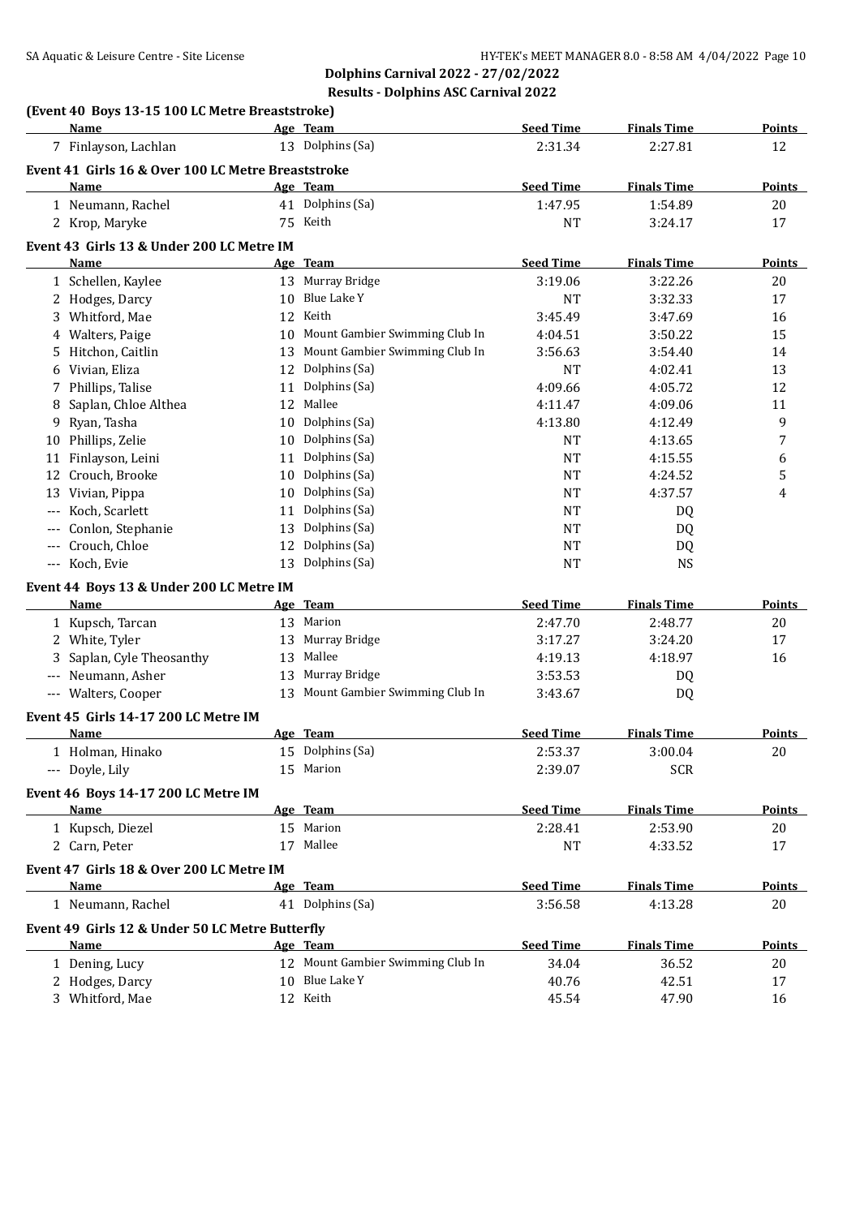**Dolphins Carnival 2022 - 27/02/2022**

**Results - Dolphins ASC Carnival 2022**

### (Event 40 Boys 13-15 100 LC Metre Breaststroke)

| | Name | Age | Team | Seed Time | Finals Time | Points |
|---|---|---|---|---|---|---|
| 7 | Finlayson, Lachlan | 13 | Dolphins (Sa) | 2:31.34 | 2:27.81 | 12 |

### Event 41 Girls 16 & Over 100 LC Metre Breaststroke

| | Name | Age | Team | Seed Time | Finals Time | Points |
|---|---|---|---|---|---|---|
| 1 | Neumann, Rachel | 41 | Dolphins (Sa) | 1:47.95 | 1:54.89 | 20 |
| 2 | Krop, Maryke | 75 | Keith | NT | 3:24.17 | 17 |

### Event 43 Girls 13 & Under 200 LC Metre IM

| | Name | Age | Team | Seed Time | Finals Time | Points |
|---|---|---|---|---|---|---|
| 1 | Schellen, Kaylee | 13 | Murray Bridge | 3:19.06 | 3:22.26 | 20 |
| 2 | Hodges, Darcy | 10 | Blue Lake Y | NT | 3:32.33 | 17 |
| 3 | Whitford, Mae | 12 | Keith | 3:45.49 | 3:47.69 | 16 |
| 4 | Walters, Paige | 10 | Mount Gambier Swimming Club In | 4:04.51 | 3:50.22 | 15 |
| 5 | Hitchon, Caitlin | 13 | Mount Gambier Swimming Club In | 3:56.63 | 3:54.40 | 14 |
| 6 | Vivian, Eliza | 12 | Dolphins (Sa) | NT | 4:02.41 | 13 |
| 7 | Phillips, Talise | 11 | Dolphins (Sa) | 4:09.66 | 4:05.72 | 12 |
| 8 | Saplan, Chloe Althea | 12 | Mallee | 4:11.47 | 4:09.06 | 11 |
| 9 | Ryan, Tasha | 10 | Dolphins (Sa) | 4:13.80 | 4:12.49 | 9 |
| 10 | Phillips, Zelie | 10 | Dolphins (Sa) | NT | 4:13.65 | 7 |
| 11 | Finlayson, Leini | 11 | Dolphins (Sa) | NT | 4:15.55 | 6 |
| 12 | Crouch, Brooke | 10 | Dolphins (Sa) | NT | 4:24.52 | 5 |
| 13 | Vivian, Pippa | 10 | Dolphins (Sa) | NT | 4:37.57 | 4 |
| --- | Koch, Scarlett | 11 | Dolphins (Sa) | NT | DQ | |
| --- | Conlon, Stephanie | 13 | Dolphins (Sa) | NT | DQ | |
| --- | Crouch, Chloe | 12 | Dolphins (Sa) | NT | DQ | |
| --- | Koch, Evie | 13 | Dolphins (Sa) | NT | NS | |

### Event 44 Boys 13 & Under 200 LC Metre IM

| | Name | Age | Team | Seed Time | Finals Time | Points |
|---|---|---|---|---|---|---|
| 1 | Kupsch, Tarcan | 13 | Marion | 2:47.70 | 2:48.77 | 20 |
| 2 | White, Tyler | 13 | Murray Bridge | 3:17.27 | 3:24.20 | 17 |
| 3 | Saplan, Cyle Theosanthy | 13 | Mallee | 4:19.13 | 4:18.97 | 16 |
| --- | Neumann, Asher | 13 | Murray Bridge | 3:53.53 | DQ | |
| --- | Walters, Cooper | 13 | Mount Gambier Swimming Club In | 3:43.67 | DQ | |

### Event 45 Girls 14-17 200 LC Metre IM

| | Name | Age | Team | Seed Time | Finals Time | Points |
|---|---|---|---|---|---|---|
| 1 | Holman, Hinako | 15 | Dolphins (Sa) | 2:53.37 | 3:00.04 | 20 |
| --- | Doyle, Lily | 15 | Marion | 2:39.07 | SCR | |

### Event 46 Boys 14-17 200 LC Metre IM

| | Name | Age | Team | Seed Time | Finals Time | Points |
|---|---|---|---|---|---|---|
| 1 | Kupsch, Diezel | 15 | Marion | 2:28.41 | 2:53.90 | 20 |
| 2 | Carn, Peter | 17 | Mallee | NT | 4:33.52 | 17 |

### Event 47 Girls 18 & Over 200 LC Metre IM

| | Name | Age | Team | Seed Time | Finals Time | Points |
|---|---|---|---|---|---|---|
| 1 | Neumann, Rachel | 41 | Dolphins (Sa) | 3:56.58 | 4:13.28 | 20 |

### Event 49 Girls 12 & Under 50 LC Metre Butterfly

| | Name | Age | Team | Seed Time | Finals Time | Points |
|---|---|---|---|---|---|---|
| 1 | Dening, Lucy | 12 | Mount Gambier Swimming Club In | 34.04 | 36.52 | 20 |
| 2 | Hodges, Darcy | 10 | Blue Lake Y | 40.76 | 42.51 | 17 |
| 3 | Whitford, Mae | 12 | Keith | 45.54 | 47.90 | 16 |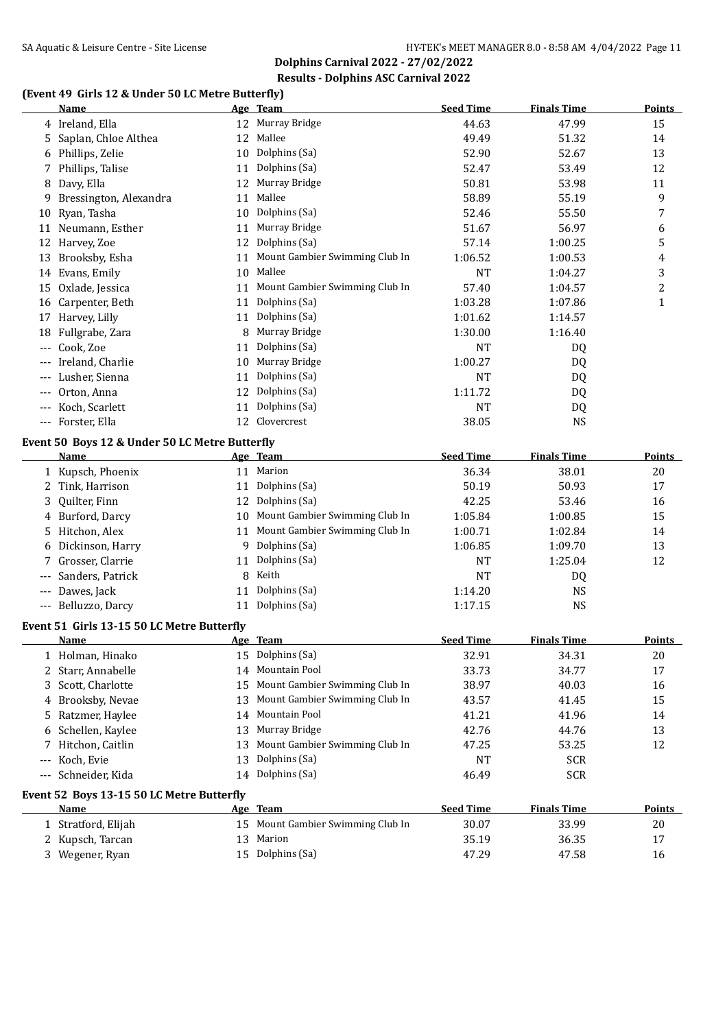## Dolphins Carnival 2022 - 27/02/2022

## Results - Dolphins ASC Carnival 2022

### (Event 49 Girls 12 & Under 50 LC Metre Butterfly)

| | Name | Age | Team | Seed Time | Finals Time | Points |
|---|---|---|---|---|---|---|
| 4 | Ireland, Ella | 12 | Murray Bridge | 44.63 | 47.99 | 15 |
| 5 | Saplan, Chloe Althea | 12 | Mallee | 49.49 | 51.32 | 14 |
| 6 | Phillips, Zelie | 10 | Dolphins (Sa) | 52.90 | 52.67 | 13 |
| 7 | Phillips, Talise | 11 | Dolphins (Sa) | 52.47 | 53.49 | 12 |
| 8 | Davy, Ella | 12 | Murray Bridge | 50.81 | 53.98 | 11 |
| 9 | Bressington, Alexandra | 11 | Mallee | 58.89 | 55.19 | 9 |
| 10 | Ryan, Tasha | 10 | Dolphins (Sa) | 52.46 | 55.50 | 7 |
| 11 | Neumann, Esther | 11 | Murray Bridge | 51.67 | 56.97 | 6 |
| 12 | Harvey, Zoe | 12 | Dolphins (Sa) | 57.14 | 1:00.25 | 5 |
| 13 | Brooksby, Esha | 11 | Mount Gambier Swimming Club In | 1:06.52 | 1:00.53 | 4 |
| 14 | Evans, Emily | 10 | Mallee | NT | 1:04.27 | 3 |
| 15 | Oxlade, Jessica | 11 | Mount Gambier Swimming Club In | 57.40 | 1:04.57 | 2 |
| 16 | Carpenter, Beth | 11 | Dolphins (Sa) | 1:03.28 | 1:07.86 | 1 |
| 17 | Harvey, Lilly | 11 | Dolphins (Sa) | 1:01.62 | 1:14.57 | |
| 18 | Fullgrabe, Zara | 8 | Murray Bridge | 1:30.00 | 1:16.40 | |
| --- | Cook, Zoe | 11 | Dolphins (Sa) | NT | DQ | |
| --- | Ireland, Charlie | 10 | Murray Bridge | 1:00.27 | DQ | |
| --- | Lusher, Sienna | 11 | Dolphins (Sa) | NT | DQ | |
| --- | Orton, Anna | 12 | Dolphins (Sa) | 1:11.72 | DQ | |
| --- | Koch, Scarlett | 11 | Dolphins (Sa) | NT | DQ | |
| --- | Forster, Ella | 12 | Clovercrest | 38.05 | NS | |

### Event 50 Boys 12 & Under 50 LC Metre Butterfly

| | Name | Age | Team | Seed Time | Finals Time | Points |
|---|---|---|---|---|---|---|
| 1 | Kupsch, Phoenix | 11 | Marion | 36.34 | 38.01 | 20 |
| 2 | Tink, Harrison | 11 | Dolphins (Sa) | 50.19 | 50.93 | 17 |
| 3 | Quilter, Finn | 12 | Dolphins (Sa) | 42.25 | 53.46 | 16 |
| 4 | Burford, Darcy | 10 | Mount Gambier Swimming Club In | 1:05.84 | 1:00.85 | 15 |
| 5 | Hitchon, Alex | 11 | Mount Gambier Swimming Club In | 1:00.71 | 1:02.84 | 14 |
| 6 | Dickinson, Harry | 9 | Dolphins (Sa) | 1:06.85 | 1:09.70 | 13 |
| 7 | Grosser, Clarrie | 11 | Dolphins (Sa) | NT | 1:25.04 | 12 |
| --- | Sanders, Patrick | 8 | Keith | NT | DQ | |
| --- | Dawes, Jack | 11 | Dolphins (Sa) | 1:14.20 | NS | |
| --- | Belluzzo, Darcy | 11 | Dolphins (Sa) | 1:17.15 | NS | |

### Event 51 Girls 13-15 50 LC Metre Butterfly

| | Name | Age | Team | Seed Time | Finals Time | Points |
|---|---|---|---|---|---|---|
| 1 | Holman, Hinako | 15 | Dolphins (Sa) | 32.91 | 34.31 | 20 |
| 2 | Starr, Annabelle | 14 | Mountain Pool | 33.73 | 34.77 | 17 |
| 3 | Scott, Charlotte | 15 | Mount Gambier Swimming Club In | 38.97 | 40.03 | 16 |
| 4 | Brooksby, Nevae | 13 | Mount Gambier Swimming Club In | 43.57 | 41.45 | 15 |
| 5 | Ratzmer, Haylee | 14 | Mountain Pool | 41.21 | 41.96 | 14 |
| 6 | Schellen, Kaylee | 13 | Murray Bridge | 42.76 | 44.76 | 13 |
| 7 | Hitchon, Caitlin | 13 | Mount Gambier Swimming Club In | 47.25 | 53.25 | 12 |
| --- | Koch, Evie | 13 | Dolphins (Sa) | NT | SCR | |
| --- | Schneider, Kida | 14 | Dolphins (Sa) | 46.49 | SCR | |

### Event 52 Boys 13-15 50 LC Metre Butterfly

| | Name | Age | Team | Seed Time | Finals Time | Points |
|---|---|---|---|---|---|---|
| 1 | Stratford, Elijah | 15 | Mount Gambier Swimming Club In | 30.07 | 33.99 | 20 |
| 2 | Kupsch, Tarcan | 13 | Marion | 35.19 | 36.35 | 17 |
| 3 | Wegener, Ryan | 15 | Dolphins (Sa) | 47.29 | 47.58 | 16 |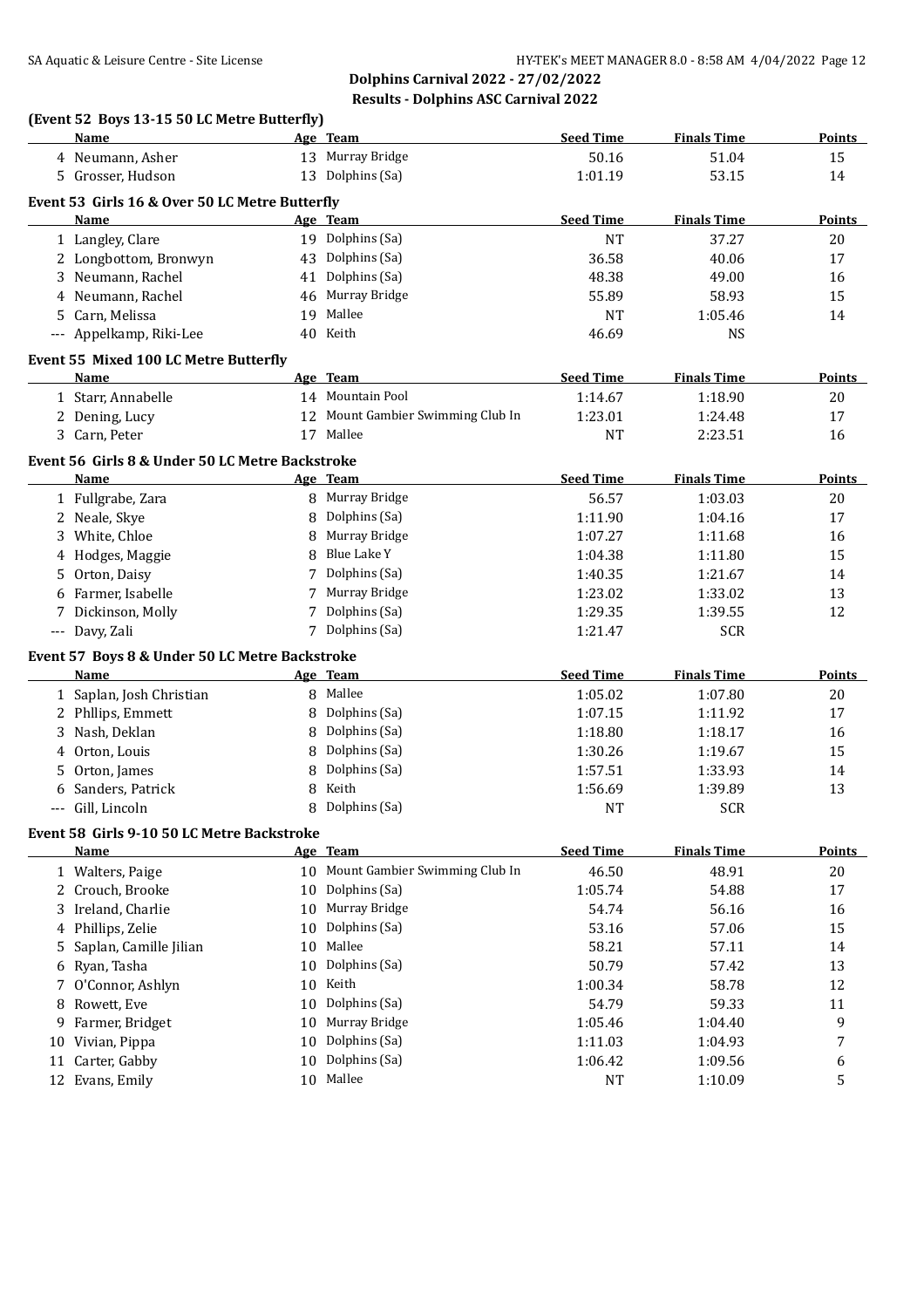**Dolphins Carnival 2022 - 27/02/2022**

**Results - Dolphins ASC Carnival 2022**

### (Event 52 Boys 13-15 50 LC Metre Butterfly)

| | Name | Age | Team | Seed Time | Finals Time | Points |
|---|---|---|---|---|---|---|
| 4 | Neumann, Asher | 13 | Murray Bridge | 50.16 | 51.04 | 15 |
| 5 | Grosser, Hudson | 13 | Dolphins (Sa) | 1:01.19 | 53.15 | 14 |

### Event 53 Girls 16 & Over 50 LC Metre Butterfly

| | Name | Age | Team | Seed Time | Finals Time | Points |
|---|---|---|---|---|---|---|
| 1 | Langley, Clare | 19 | Dolphins (Sa) | NT | 37.27 | 20 |
| 2 | Longbottom, Bronwyn | 43 | Dolphins (Sa) | 36.58 | 40.06 | 17 |
| 3 | Neumann, Rachel | 41 | Dolphins (Sa) | 48.38 | 49.00 | 16 |
| 4 | Neumann, Rachel | 46 | Murray Bridge | 55.89 | 58.93 | 15 |
| 5 | Carn, Melissa | 19 | Mallee | NT | 1:05.46 | 14 |
| --- | Appelkamp, Riki-Lee | 40 | Keith | 46.69 | NS | |

### Event 55 Mixed 100 LC Metre Butterfly

| | Name | Age | Team | Seed Time | Finals Time | Points |
|---|---|---|---|---|---|---|
| 1 | Starr, Annabelle | 14 | Mountain Pool | 1:14.67 | 1:18.90 | 20 |
| 2 | Dening, Lucy | 12 | Mount Gambier Swimming Club In | 1:23.01 | 1:24.48 | 17 |
| 3 | Carn, Peter | 17 | Mallee | NT | 2:23.51 | 16 |

### Event 56 Girls 8 & Under 50 LC Metre Backstroke

| | Name | Age | Team | Seed Time | Finals Time | Points |
|---|---|---|---|---|---|---|
| 1 | Fullgrabe, Zara | 8 | Murray Bridge | 56.57 | 1:03.03 | 20 |
| 2 | Neale, Skye | 8 | Dolphins (Sa) | 1:11.90 | 1:04.16 | 17 |
| 3 | White, Chloe | 8 | Murray Bridge | 1:07.27 | 1:11.68 | 16 |
| 4 | Hodges, Maggie | 8 | Blue Lake Y | 1:04.38 | 1:11.80 | 15 |
| 5 | Orton, Daisy | 7 | Dolphins (Sa) | 1:40.35 | 1:21.67 | 14 |
| 6 | Farmer, Isabelle | 7 | Murray Bridge | 1:23.02 | 1:33.02 | 13 |
| 7 | Dickinson, Molly | 7 | Dolphins (Sa) | 1:29.35 | 1:39.55 | 12 |
| --- | Davy, Zali | 7 | Dolphins (Sa) | 1:21.47 | SCR | |

### Event 57 Boys 8 & Under 50 LC Metre Backstroke

| | Name | Age | Team | Seed Time | Finals Time | Points |
|---|---|---|---|---|---|---|
| 1 | Saplan, Josh Christian | 8 | Mallee | 1:05.02 | 1:07.80 | 20 |
| 2 | Phllips, Emmett | 8 | Dolphins (Sa) | 1:07.15 | 1:11.92 | 17 |
| 3 | Nash, Deklan | 8 | Dolphins (Sa) | 1:18.80 | 1:18.17 | 16 |
| 4 | Orton, Louis | 8 | Dolphins (Sa) | 1:30.26 | 1:19.67 | 15 |
| 5 | Orton, James | 8 | Dolphins (Sa) | 1:57.51 | 1:33.93 | 14 |
| 6 | Sanders, Patrick | 8 | Keith | 1:56.69 | 1:39.89 | 13 |
| --- | Gill, Lincoln | 8 | Dolphins (Sa) | NT | SCR | |

### Event 58 Girls 9-10 50 LC Metre Backstroke

| | Name | Age | Team | Seed Time | Finals Time | Points |
|---|---|---|---|---|---|---|
| 1 | Walters, Paige | 10 | Mount Gambier Swimming Club In | 46.50 | 48.91 | 20 |
| 2 | Crouch, Brooke | 10 | Dolphins (Sa) | 1:05.74 | 54.88 | 17 |
| 3 | Ireland, Charlie | 10 | Murray Bridge | 54.74 | 56.16 | 16 |
| 4 | Phillips, Zelie | 10 | Dolphins (Sa) | 53.16 | 57.06 | 15 |
| 5 | Saplan, Camille Jilian | 10 | Mallee | 58.21 | 57.11 | 14 |
| 6 | Ryan, Tasha | 10 | Dolphins (Sa) | 50.79 | 57.42 | 13 |
| 7 | O'Connor, Ashlyn | 10 | Keith | 1:00.34 | 58.78 | 12 |
| 8 | Rowett, Eve | 10 | Dolphins (Sa) | 54.79 | 59.33 | 11 |
| 9 | Farmer, Bridget | 10 | Murray Bridge | 1:05.46 | 1:04.40 | 9 |
| 10 | Vivian, Pippa | 10 | Dolphins (Sa) | 1:11.03 | 1:04.93 | 7 |
| 11 | Carter, Gabby | 10 | Dolphins (Sa) | 1:06.42 | 1:09.56 | 6 |
| 12 | Evans, Emily | 10 | Mallee | NT | 1:10.09 | 5 |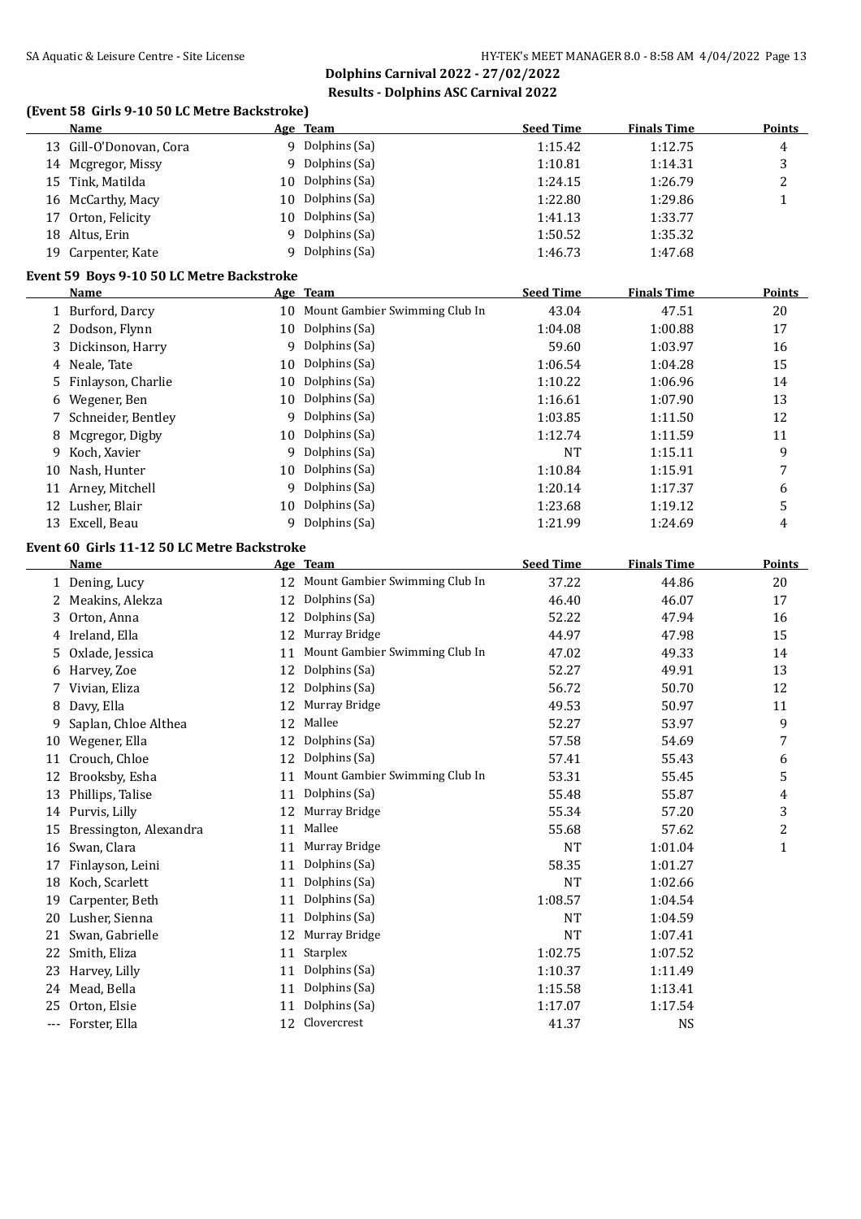## Dolphins Carnival 2022 - 27/02/2022

### Results - Dolphins ASC Carnival 2022

### (Event 58 Girls 9-10 50 LC Metre Backstroke)

| | Name | Age | Team | Seed Time | Finals Time | Points |
|---|---|---|---|---|---|---|
| 13 | Gill-O'Donovan, Cora | 9 | Dolphins (Sa) | 1:15.42 | 1:12.75 | 4 |
| 14 | Mcgregor, Missy | 9 | Dolphins (Sa) | 1:10.81 | 1:14.31 | 3 |
| 15 | Tink, Matilda | 10 | Dolphins (Sa) | 1:24.15 | 1:26.79 | 2 |
| 16 | McCarthy, Macy | 10 | Dolphins (Sa) | 1:22.80 | 1:29.86 | 1 |
| 17 | Orton, Felicity | 10 | Dolphins (Sa) | 1:41.13 | 1:33.77 | |
| 18 | Altus, Erin | 9 | Dolphins (Sa) | 1:50.52 | 1:35.32 | |
| 19 | Carpenter, Kate | 9 | Dolphins (Sa) | 1:46.73 | 1:47.68 | |

### Event 59 Boys 9-10 50 LC Metre Backstroke

| | Name | Age | Team | Seed Time | Finals Time | Points |
|---|---|---|---|---|---|---|
| 1 | Burford, Darcy | 10 | Mount Gambier Swimming Club In | 43.04 | 47.51 | 20 |
| 2 | Dodson, Flynn | 10 | Dolphins (Sa) | 1:04.08 | 1:00.88 | 17 |
| 3 | Dickinson, Harry | 9 | Dolphins (Sa) | 59.60 | 1:03.97 | 16 |
| 4 | Neale, Tate | 10 | Dolphins (Sa) | 1:06.54 | 1:04.28 | 15 |
| 5 | Finlayson, Charlie | 10 | Dolphins (Sa) | 1:10.22 | 1:06.96 | 14 |
| 6 | Wegener, Ben | 10 | Dolphins (Sa) | 1:16.61 | 1:07.90 | 13 |
| 7 | Schneider, Bentley | 9 | Dolphins (Sa) | 1:03.85 | 1:11.50 | 12 |
| 8 | Mcgregor, Digby | 10 | Dolphins (Sa) | 1:12.74 | 1:11.59 | 11 |
| 9 | Koch, Xavier | 9 | Dolphins (Sa) | NT | 1:15.11 | 9 |
| 10 | Nash, Hunter | 10 | Dolphins (Sa) | 1:10.84 | 1:15.91 | 7 |
| 11 | Arney, Mitchell | 9 | Dolphins (Sa) | 1:20.14 | 1:17.37 | 6 |
| 12 | Lusher, Blair | 10 | Dolphins (Sa) | 1:23.68 | 1:19.12 | 5 |
| 13 | Excell, Beau | 9 | Dolphins (Sa) | 1:21.99 | 1:24.69 | 4 |

### Event 60 Girls 11-12 50 LC Metre Backstroke

| | Name | Age | Team | Seed Time | Finals Time | Points |
|---|---|---|---|---|---|---|
| 1 | Dening, Lucy | 12 | Mount Gambier Swimming Club In | 37.22 | 44.86 | 20 |
| 2 | Meakins, Alekza | 12 | Dolphins (Sa) | 46.40 | 46.07 | 17 |
| 3 | Orton, Anna | 12 | Dolphins (Sa) | 52.22 | 47.94 | 16 |
| 4 | Ireland, Ella | 12 | Murray Bridge | 44.97 | 47.98 | 15 |
| 5 | Oxlade, Jessica | 11 | Mount Gambier Swimming Club In | 47.02 | 49.33 | 14 |
| 6 | Harvey, Zoe | 12 | Dolphins (Sa) | 52.27 | 49.91 | 13 |
| 7 | Vivian, Eliza | 12 | Dolphins (Sa) | 56.72 | 50.70 | 12 |
| 8 | Davy, Ella | 12 | Murray Bridge | 49.53 | 50.97 | 11 |
| 9 | Saplan, Chloe Althea | 12 | Mallee | 52.27 | 53.97 | 9 |
| 10 | Wegener, Ella | 12 | Dolphins (Sa) | 57.58 | 54.69 | 7 |
| 11 | Crouch, Chloe | 12 | Dolphins (Sa) | 57.41 | 55.43 | 6 |
| 12 | Brooksby, Esha | 11 | Mount Gambier Swimming Club In | 53.31 | 55.45 | 5 |
| 13 | Phillips, Talise | 11 | Dolphins (Sa) | 55.48 | 55.87 | 4 |
| 14 | Purvis, Lilly | 12 | Murray Bridge | 55.34 | 57.20 | 3 |
| 15 | Bressington, Alexandra | 11 | Mallee | 55.68 | 57.62 | 2 |
| 16 | Swan, Clara | 11 | Murray Bridge | NT | 1:01.04 | 1 |
| 17 | Finlayson, Leini | 11 | Dolphins (Sa) | 58.35 | 1:01.27 | |
| 18 | Koch, Scarlett | 11 | Dolphins (Sa) | NT | 1:02.66 | |
| 19 | Carpenter, Beth | 11 | Dolphins (Sa) | 1:08.57 | 1:04.54 | |
| 20 | Lusher, Sienna | 11 | Dolphins (Sa) | NT | 1:04.59 | |
| 21 | Swan, Gabrielle | 12 | Murray Bridge | NT | 1:07.41 | |
| 22 | Smith, Eliza | 11 | Starplex | 1:02.75 | 1:07.52 | |
| 23 | Harvey, Lilly | 11 | Dolphins (Sa) | 1:10.37 | 1:11.49 | |
| 24 | Mead, Bella | 11 | Dolphins (Sa) | 1:15.58 | 1:13.41 | |
| 25 | Orton, Elsie | 11 | Dolphins (Sa) | 1:17.07 | 1:17.54 | |
| --- | Forster, Ella | 12 | Clovercrest | 41.37 | NS | |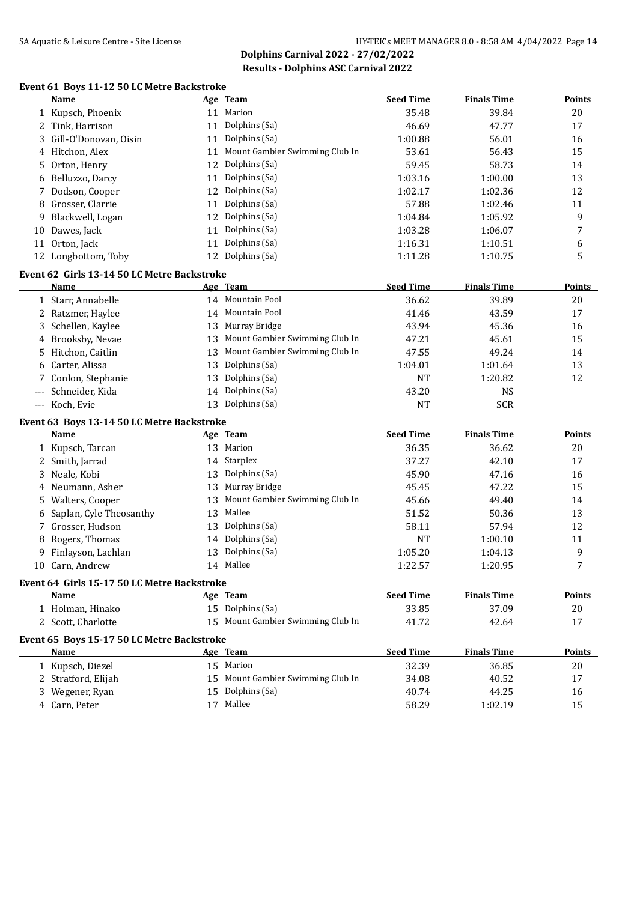## Dolphins Carnival 2022 - 27/02/2022
## Results - Dolphins ASC Carnival 2022

### Event 61 Boys 11-12 50 LC Metre Backstroke

| | Name | Age | Team | Seed Time | Finals Time | Points |
|---|---|---|---|---|---|---|
| 1 | Kupsch, Phoenix | 11 | Marion | 35.48 | 39.84 | 20 |
| 2 | Tink, Harrison | 11 | Dolphins (Sa) | 46.69 | 47.77 | 17 |
| 3 | Gill-O'Donovan, Oisin | 11 | Dolphins (Sa) | 1:00.88 | 56.01 | 16 |
| 4 | Hitchon, Alex | 11 | Mount Gambier Swimming Club In | 53.61 | 56.43 | 15 |
| 5 | Orton, Henry | 12 | Dolphins (Sa) | 59.45 | 58.73 | 14 |
| 6 | Belluzzo, Darcy | 11 | Dolphins (Sa) | 1:03.16 | 1:00.00 | 13 |
| 7 | Dodson, Cooper | 12 | Dolphins (Sa) | 1:02.17 | 1:02.36 | 12 |
| 8 | Grosser, Clarrie | 11 | Dolphins (Sa) | 57.88 | 1:02.46 | 11 |
| 9 | Blackwell, Logan | 12 | Dolphins (Sa) | 1:04.84 | 1:05.92 | 9 |
| 10 | Dawes, Jack | 11 | Dolphins (Sa) | 1:03.28 | 1:06.07 | 7 |
| 11 | Orton, Jack | 11 | Dolphins (Sa) | 1:16.31 | 1:10.51 | 6 |
| 12 | Longbottom, Toby | 12 | Dolphins (Sa) | 1:11.28 | 1:10.75 | 5 |

### Event 62 Girls 13-14 50 LC Metre Backstroke

| | Name | Age | Team | Seed Time | Finals Time | Points |
|---|---|---|---|---|---|---|
| 1 | Starr, Annabelle | 14 | Mountain Pool | 36.62 | 39.89 | 20 |
| 2 | Ratzmer, Haylee | 14 | Mountain Pool | 41.46 | 43.59 | 17 |
| 3 | Schellen, Kaylee | 13 | Murray Bridge | 43.94 | 45.36 | 16 |
| 4 | Brooksby, Nevae | 13 | Mount Gambier Swimming Club In | 47.21 | 45.61 | 15 |
| 5 | Hitchon, Caitlin | 13 | Mount Gambier Swimming Club In | 47.55 | 49.24 | 14 |
| 6 | Carter, Alissa | 13 | Dolphins (Sa) | 1:04.01 | 1:01.64 | 13 |
| 7 | Conlon, Stephanie | 13 | Dolphins (Sa) | NT | 1:20.82 | 12 |
| --- | Schneider, Kida | 14 | Dolphins (Sa) | 43.20 | NS | |
| --- | Koch, Evie | 13 | Dolphins (Sa) | NT | SCR | |

### Event 63 Boys 13-14 50 LC Metre Backstroke

| | Name | Age | Team | Seed Time | Finals Time | Points |
|---|---|---|---|---|---|---|
| 1 | Kupsch, Tarcan | 13 | Marion | 36.35 | 36.62 | 20 |
| 2 | Smith, Jarrad | 14 | Starplex | 37.27 | 42.10 | 17 |
| 3 | Neale, Kobi | 13 | Dolphins (Sa) | 45.90 | 47.16 | 16 |
| 4 | Neumann, Asher | 13 | Murray Bridge | 45.45 | 47.22 | 15 |
| 5 | Walters, Cooper | 13 | Mount Gambier Swimming Club In | 45.66 | 49.40 | 14 |
| 6 | Saplan, Cyle Theosanthy | 13 | Mallee | 51.52 | 50.36 | 13 |
| 7 | Grosser, Hudson | 13 | Dolphins (Sa) | 58.11 | 57.94 | 12 |
| 8 | Rogers, Thomas | 14 | Dolphins (Sa) | NT | 1:00.10 | 11 |
| 9 | Finlayson, Lachlan | 13 | Dolphins (Sa) | 1:05.20 | 1:04.13 | 9 |
| 10 | Carn, Andrew | 14 | Mallee | 1:22.57 | 1:20.95 | 7 |

### Event 64 Girls 15-17 50 LC Metre Backstroke

| | Name | Age | Team | Seed Time | Finals Time | Points |
|---|---|---|---|---|---|---|
| 1 | Holman, Hinako | 15 | Dolphins (Sa) | 33.85 | 37.09 | 20 |
| 2 | Scott, Charlotte | 15 | Mount Gambier Swimming Club In | 41.72 | 42.64 | 17 |

### Event 65 Boys 15-17 50 LC Metre Backstroke

| | Name | Age | Team | Seed Time | Finals Time | Points |
|---|---|---|---|---|---|---|
| 1 | Kupsch, Diezel | 15 | Marion | 32.39 | 36.85 | 20 |
| 2 | Stratford, Elijah | 15 | Mount Gambier Swimming Club In | 34.08 | 40.52 | 17 |
| 3 | Wegener, Ryan | 15 | Dolphins (Sa) | 40.74 | 44.25 | 16 |
| 4 | Carn, Peter | 17 | Mallee | 58.29 | 1:02.19 | 15 |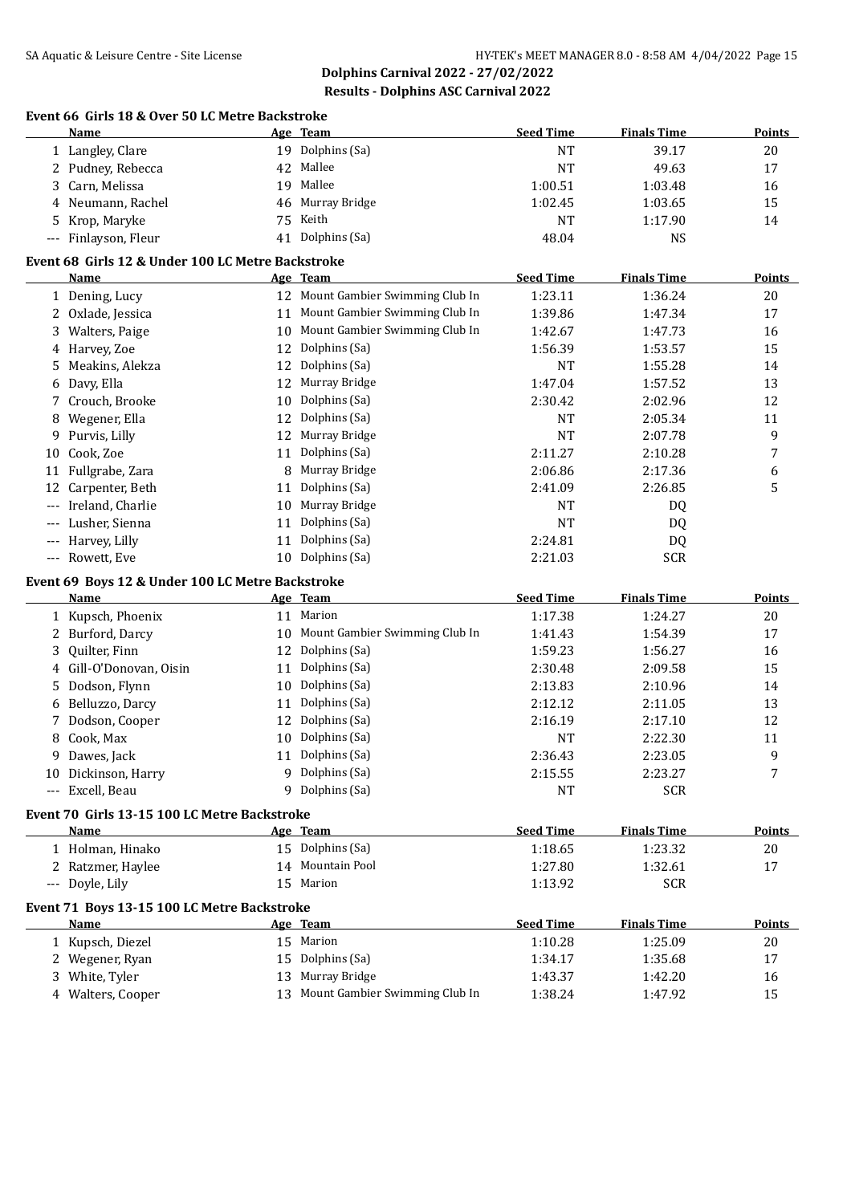## Dolphins Carnival 2022 - 27/02/2022

## Results - Dolphins ASC Carnival 2022

### Event 66 Girls 18 & Over 50 LC Metre Backstroke

| | Name | Age | Team | Seed Time | Finals Time | Points |
|---|---|---|---|---|---|---|
| 1 | Langley, Clare | 19 | Dolphins (Sa) | NT | 39.17 | 20 |
| 2 | Pudney, Rebecca | 42 | Mallee | NT | 49.63 | 17 |
| 3 | Carn, Melissa | 19 | Mallee | 1:00.51 | 1:03.48 | 16 |
| 4 | Neumann, Rachel | 46 | Murray Bridge | 1:02.45 | 1:03.65 | 15 |
| 5 | Krop, Maryke | 75 | Keith | NT | 1:17.90 | 14 |
| --- | Finlayson, Fleur | 41 | Dolphins (Sa) | 48.04 | NS | |

### Event 68 Girls 12 & Under 100 LC Metre Backstroke

| | Name | Age | Team | Seed Time | Finals Time | Points |
|---|---|---|---|---|---|---|
| 1 | Dening, Lucy | 12 | Mount Gambier Swimming Club In | 1:23.11 | 1:36.24 | 20 |
| 2 | Oxlade, Jessica | 11 | Mount Gambier Swimming Club In | 1:39.86 | 1:47.34 | 17 |
| 3 | Walters, Paige | 10 | Mount Gambier Swimming Club In | 1:42.67 | 1:47.73 | 16 |
| 4 | Harvey, Zoe | 12 | Dolphins (Sa) | 1:56.39 | 1:53.57 | 15 |
| 5 | Meakins, Alekza | 12 | Dolphins (Sa) | NT | 1:55.28 | 14 |
| 6 | Davy, Ella | 12 | Murray Bridge | 1:47.04 | 1:57.52 | 13 |
| 7 | Crouch, Brooke | 10 | Dolphins (Sa) | 2:30.42 | 2:02.96 | 12 |
| 8 | Wegener, Ella | 12 | Dolphins (Sa) | NT | 2:05.34 | 11 |
| 9 | Purvis, Lilly | 12 | Murray Bridge | NT | 2:07.78 | 9 |
| 10 | Cook, Zoe | 11 | Dolphins (Sa) | 2:11.27 | 2:10.28 | 7 |
| 11 | Fullgrabe, Zara | 8 | Murray Bridge | 2:06.86 | 2:17.36 | 6 |
| 12 | Carpenter, Beth | 11 | Dolphins (Sa) | 2:41.09 | 2:26.85 | 5 |
| --- | Ireland, Charlie | 10 | Murray Bridge | NT | DQ | |
| --- | Lusher, Sienna | 11 | Dolphins (Sa) | NT | DQ | |
| --- | Harvey, Lilly | 11 | Dolphins (Sa) | 2:24.81 | DQ | |
| --- | Rowett, Eve | 10 | Dolphins (Sa) | 2:21.03 | SCR | |

### Event 69 Boys 12 & Under 100 LC Metre Backstroke

| | Name | Age | Team | Seed Time | Finals Time | Points |
|---|---|---|---|---|---|---|
| 1 | Kupsch, Phoenix | 11 | Marion | 1:17.38 | 1:24.27 | 20 |
| 2 | Burford, Darcy | 10 | Mount Gambier Swimming Club In | 1:41.43 | 1:54.39 | 17 |
| 3 | Quilter, Finn | 12 | Dolphins (Sa) | 1:59.23 | 1:56.27 | 16 |
| 4 | Gill-O'Donovan, Oisin | 11 | Dolphins (Sa) | 2:30.48 | 2:09.58 | 15 |
| 5 | Dodson, Flynn | 10 | Dolphins (Sa) | 2:13.83 | 2:10.96 | 14 |
| 6 | Belluzzo, Darcy | 11 | Dolphins (Sa) | 2:12.12 | 2:11.05 | 13 |
| 7 | Dodson, Cooper | 12 | Dolphins (Sa) | 2:16.19 | 2:17.10 | 12 |
| 8 | Cook, Max | 10 | Dolphins (Sa) | NT | 2:22.30 | 11 |
| 9 | Dawes, Jack | 11 | Dolphins (Sa) | 2:36.43 | 2:23.05 | 9 |
| 10 | Dickinson, Harry | 9 | Dolphins (Sa) | 2:15.55 | 2:23.27 | 7 |
| --- | Excell, Beau | 9 | Dolphins (Sa) | NT | SCR | |

### Event 70 Girls 13-15 100 LC Metre Backstroke

| | Name | Age | Team | Seed Time | Finals Time | Points |
|---|---|---|---|---|---|---|
| 1 | Holman, Hinako | 15 | Dolphins (Sa) | 1:18.65 | 1:23.32 | 20 |
| 2 | Ratzmer, Haylee | 14 | Mountain Pool | 1:27.80 | 1:32.61 | 17 |
| --- | Doyle, Lily | 15 | Marion | 1:13.92 | SCR | |

### Event 71 Boys 13-15 100 LC Metre Backstroke

| | Name | Age | Team | Seed Time | Finals Time | Points |
|---|---|---|---|---|---|---|
| 1 | Kupsch, Diezel | 15 | Marion | 1:10.28 | 1:25.09 | 20 |
| 2 | Wegener, Ryan | 15 | Dolphins (Sa) | 1:34.17 | 1:35.68 | 17 |
| 3 | White, Tyler | 13 | Murray Bridge | 1:43.37 | 1:42.20 | 16 |
| 4 | Walters, Cooper | 13 | Mount Gambier Swimming Club In | 1:38.24 | 1:47.92 | 15 |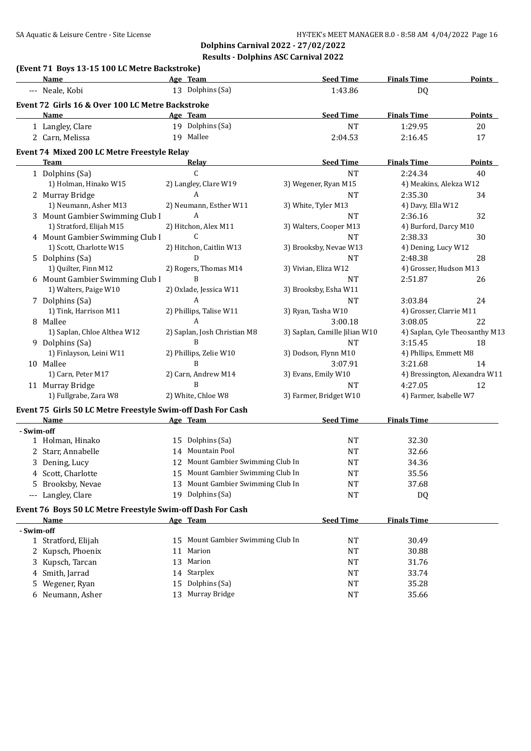**Dolphins Carnival 2022 - 27/02/2022**

**Results - Dolphins ASC Carnival 2022**

### (Event 71 Boys 13-15 100 LC Metre Backstroke)

| | Name | Age | Team | Seed Time | Finals Time | Points |
|---|---|---|---|---|---|---|
| --- | Neale, Kobi | 13 | Dolphins (Sa) | 1:43.86 | DQ | |

### Event 72 Girls 16 & Over 100 LC Metre Backstroke

| | Name | Age | Team | Seed Time | Finals Time | Points |
|---|---|---|---|---|---|---|
| 1 | Langley, Clare | 19 | Dolphins (Sa) | NT | 1:29.95 | 20 |
| 2 | Carn, Melissa | 19 | Mallee | 2:04.53 | 2:16.45 | 17 |

### Event 74 Mixed 200 LC Metre Freestyle Relay

| | Team | Relay | Seed Time | Finals Time | Points |
|---|---|---|---|---|---|
| 1 | Dolphins (Sa) | C | NT | 2:24.34 | 40 |
| | 1) Holman, Hinako W15 | 2) Langley, Clare W19 | 3) Wegener, Ryan M15 | 4) Meakins, Alekza W12 | |
| 2 | Murray Bridge | A | NT | 2:35.30 | 34 |
| | 1) Neumann, Asher M13 | 2) Neumann, Esther W11 | 3) White, Tyler M13 | 4) Davy, Ella W12 | |
| 3 | Mount Gambier Swimming Club I | A | NT | 2:36.16 | 32 |
| | 1) Stratford, Elijah M15 | 2) Hitchon, Alex M11 | 3) Walters, Cooper M13 | 4) Burford, Darcy M10 | |
| 4 | Mount Gambier Swimming Club I | C | NT | 2:38.33 | 30 |
| | 1) Scott, Charlotte W15 | 2) Hitchon, Caitlin W13 | 3) Brooksby, Nevae W13 | 4) Dening, Lucy W12 | |
| 5 | Dolphins (Sa) | D | NT | 2:48.38 | 28 |
| | 1) Quilter, Finn M12 | 2) Rogers, Thomas M14 | 3) Vivian, Eliza W12 | 4) Grosser, Hudson M13 | |
| 6 | Mount Gambier Swimming Club I | B | NT | 2:51.87 | 26 |
| | 1) Walters, Paige W10 | 2) Oxlade, Jessica W11 | 3) Brooksby, Esha W11 | | |
| 7 | Dolphins (Sa) | A | NT | 3:03.84 | 24 |
| | 1) Tink, Harrison M11 | 2) Phillips, Talise W11 | 3) Ryan, Tasha W10 | 4) Grosser, Clarrie M11 | |
| 8 | Mallee | A | 3:00.18 | 3:08.05 | 22 |
| | 1) Saplan, Chloe Althea W12 | 2) Saplan, Josh Christian M8 | 3) Saplan, Camille Jilian W10 | 4) Saplan, Cyle Theosanthy M13 | |
| 9 | Dolphins (Sa) | B | NT | 3:15.45 | 18 |
| | 1) Finlayson, Leini W11 | 2) Phillips, Zelie W10 | 3) Dodson, Flynn M10 | 4) Phllips, Emmett M8 | |
| 10 | Mallee | B | 3:07.91 | 3:21.68 | 14 |
| | 1) Carn, Peter M17 | 2) Carn, Andrew M14 | 3) Evans, Emily W10 | 4) Bressington, Alexandra W11 | |
| 11 | Murray Bridge | B | NT | 4:27.05 | 12 |
| | 1) Fullgrabe, Zara W8 | 2) White, Chloe W8 | 3) Farmer, Bridget W10 | 4) Farmer, Isabelle W7 | |

### Event 75 Girls 50 LC Metre Freestyle Swim-off Dash For Cash

| | Name | Age | Team | Seed Time | Finals Time |
|---|---|---|---|---|---|
| **- Swim-off** | | | | | |
| 1 | Holman, Hinako | 15 | Dolphins (Sa) | NT | 32.30 |
| 2 | Starr, Annabelle | 14 | Mountain Pool | NT | 32.66 |
| 3 | Dening, Lucy | 12 | Mount Gambier Swimming Club In | NT | 34.36 |
| 4 | Scott, Charlotte | 15 | Mount Gambier Swimming Club In | NT | 35.56 |
| 5 | Brooksby, Nevae | 13 | Mount Gambier Swimming Club In | NT | 37.68 |
| --- | Langley, Clare | 19 | Dolphins (Sa) | NT | DQ |

### Event 76 Boys 50 LC Metre Freestyle Swim-off Dash For Cash

| | Name | Age | Team | Seed Time | Finals Time |
|---|---|---|---|---|---|
| **- Swim-off** | | | | | |
| 1 | Stratford, Elijah | 15 | Mount Gambier Swimming Club In | NT | 30.49 |
| 2 | Kupsch, Phoenix | 11 | Marion | NT | 30.88 |
| 3 | Kupsch, Tarcan | 13 | Marion | NT | 31.76 |
| 4 | Smith, Jarrad | 14 | Starplex | NT | 33.74 |
| 5 | Wegener, Ryan | 15 | Dolphins (Sa) | NT | 35.28 |
| 6 | Neumann, Asher | 13 | Murray Bridge | NT | 35.66 |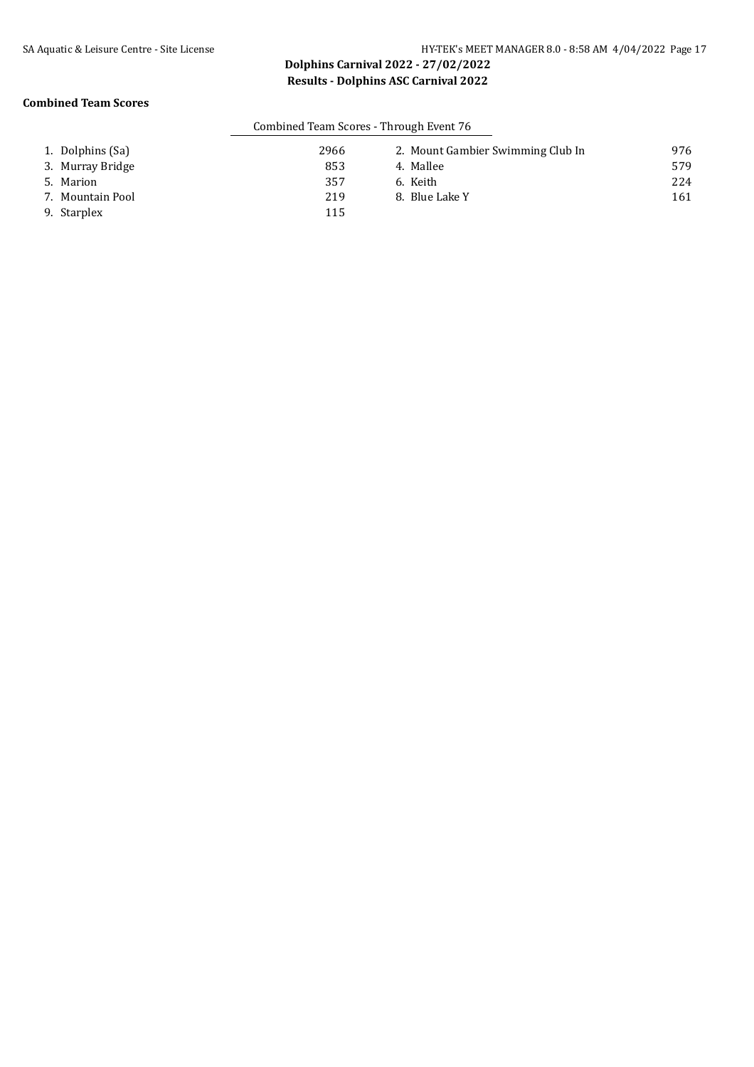**Combined Team Scores**

Combined Team Scores - Through Event 76

| | | | |
|---|---|---|---|
| 1. Dolphins (Sa) | 2966 | 2. Mount Gambier Swimming Club In | 976 |
| 3. Murray Bridge | 853 | 4. Mallee | 579 |
| 5. Marion | 357 | 6. Keith | 224 |
| 7. Mountain Pool | 219 | 8. Blue Lake Y | 161 |
| 9. Starplex | 115 | | |